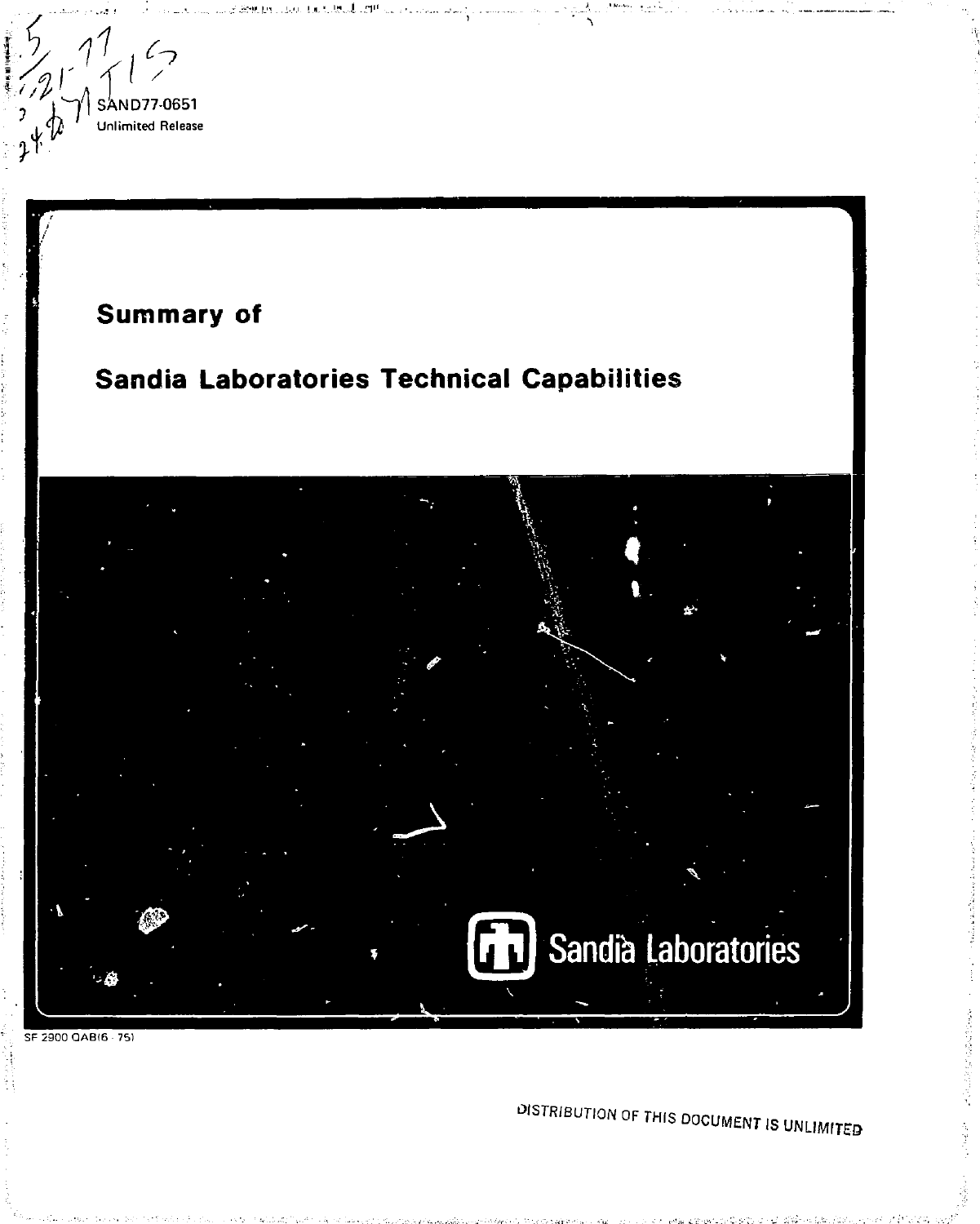SAND77-0651
Unlimited Release

# Summary of Sandia Laboratories Technical Capabilities

Sandia Laboratories

SF 2900 QAB(6-75)

DISTRIBUTION OF THIS DOCUMENT IS UNLIMITED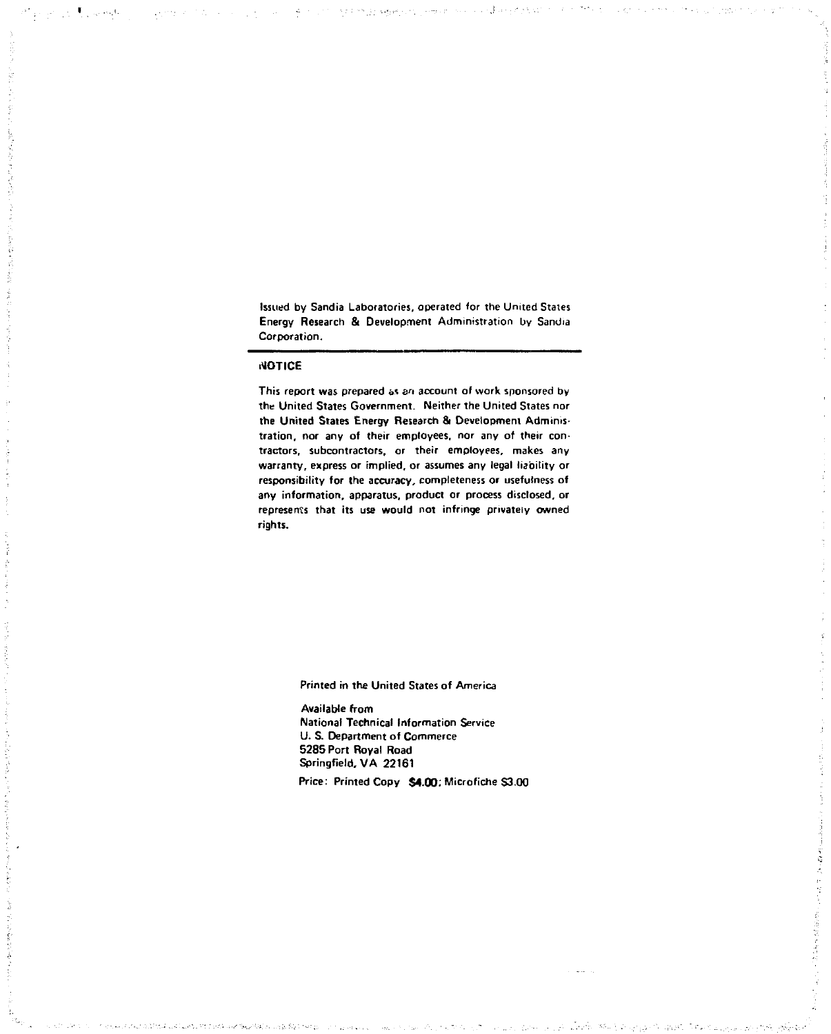Issued by Sandia Laboratories, operated for the United States Energy Research & Development Administration by Sandia Corporation.

---

**NOTICE**

This report was prepared as an account of work sponsored by the United States Government. Neither the United States nor the United States Energy Research & Development Administration, nor any of their employees, nor any of their contractors, subcontractors, or their employees, makes any warranty, express or implied, or assumes any legal liability or responsibility for the accuracy, completeness or usefulness of any information, apparatus, product or process disclosed, or represents that its use would not infringe privately owned rights.

Printed in the United States of America

Available from
National Technical Information Service
U. S. Department of Commerce
5285 Port Royal Road
Springfield, VA 22161

Price: Printed Copy $4.00; Microfiche $3.00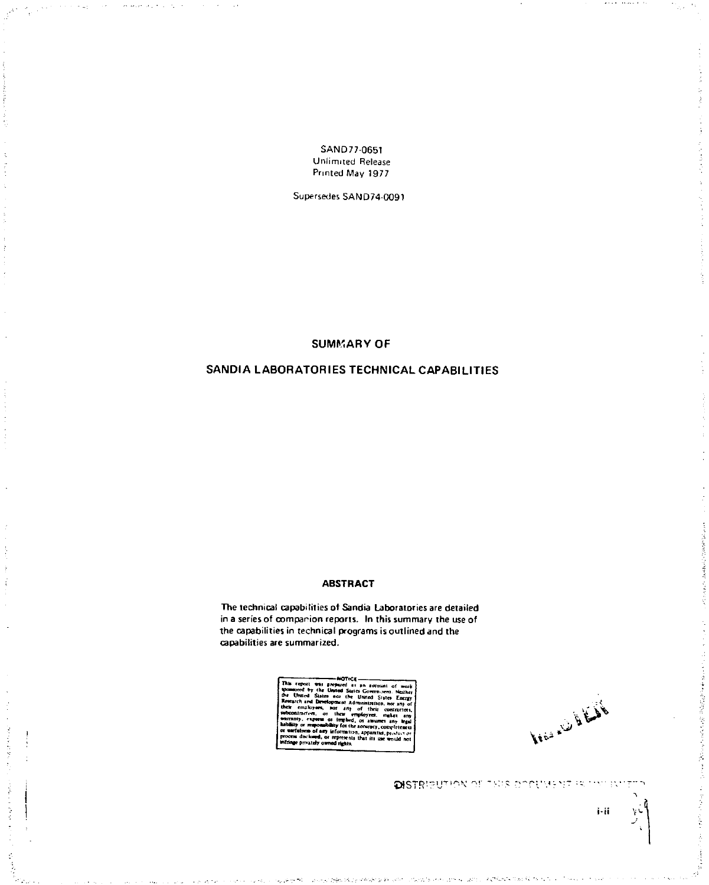SAND77-0651
Unlimited Release
Printed May 1977

Supersedes SAND74-0091

# SUMMARY OF

# SANDIA LABORATORIES TECHNICAL CAPABILITIES

## ABSTRACT

The technical capabilities of Sandia Laboratories are detailed in a series of companion reports. In this summary the use of the capabilities in technical programs is outlined and the capabilities are summarized.

NOTICE

This report was prepared as an account of work sponsored by the United States Government. Neither the United States nor the United States Energy Research and Development Administration, nor any of their employees, nor any of their contractors, subcontractors, or their employees, makes any warranty, express or implied, or assumes any legal liability or responsibility for the accuracy, completeness or usefulness of any information, apparatus, product or process disclosed, or represents that its use would not infringe privately owned rights.

DISTRIBUTION OF THIS DOCUMENT IS UNLIMITED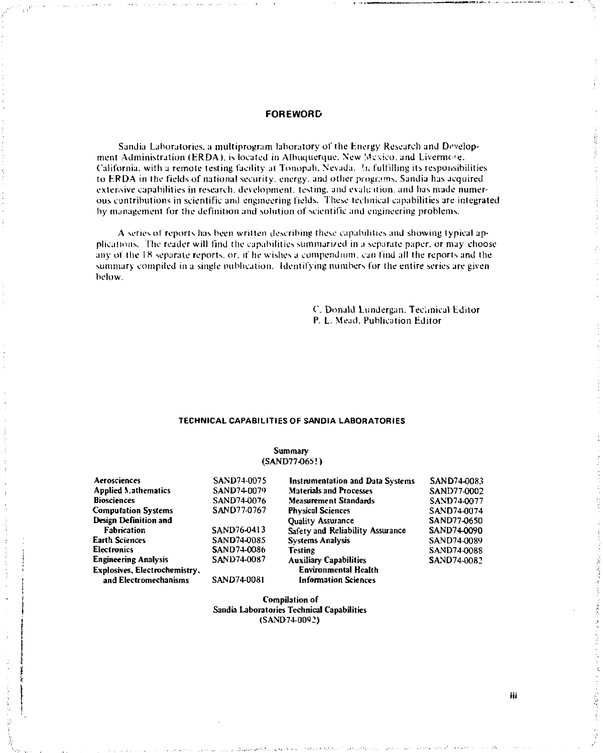## FOREWORD

Sandia Laboratories, a multiprogram laboratory of the Energy Research and Development Administration (ERDA), is located in Albuquerque, New Mexico, and Livermore, California, with a remote testing facility at Tonopah, Nevada. In fulfilling its responsibilities to ERDA in the fields of national security, energy, and other programs, Sandia has acquired extensive capabilities in research, development, testing, and evaluation, and has made numerous contributions in scientific and engineering fields. These technical capabilities are integrated by management for the definition and solution of scientific and engineering problems.

A series of reports has been written describing these capabilities and showing typical applications. The reader will find the capabilities summarized in a separate paper, or may choose any of the 18 separate reports, or, if he wishes a compendium, can find all the reports and the summary compiled in a single publication. Identifying numbers for the entire series are given below.

C. Donald Lundergan, Technical Editor
P. L. Mead, Publication Editor

### TECHNICAL CAPABILITIES OF SANDIA LABORATORIES

**Summary**
**(SAND77-0651)**

| | | | |
|---|---|---|---|
| **Aerosciences** | SAND74-0075 | **Instrumentation and Data Systems** | SAND74-0083 |
| **Applied Mathematics** | SAND74-0079 | **Materials and Processes** | SAND77-0002 |
| **Biosciences** | SAND74-0076 | **Measurement Standards** | SAND74-0077 |
| **Computation Systems** | SAND77-0767 | **Physical Sciences** | SAND74-0074 |
| **Design Definition and Fabrication** | SAND76-0413 | **Quality Assurance** | SAND77-0650 |
| **Earth Sciences** | SAND74-0085 | **Safety and Reliability Assurance** | SAND74-0090 |
| **Electronics** | SAND74-0086 | **Systems Analysis** | SAND74-0089 |
| **Engineering Analysis** | SAND74-0087 | **Testing** | SAND74-0088 |
| **Explosives, Electrochemistry, and Electromechanisms** | SAND74-0081 | **Auxiliary Capabilities** **Environmental Health** **Information Sciences** | SAND74-0082 |

**Compilation of**
**Sandia Laboratories Technical Capabilities**
**(SAND74-0092)**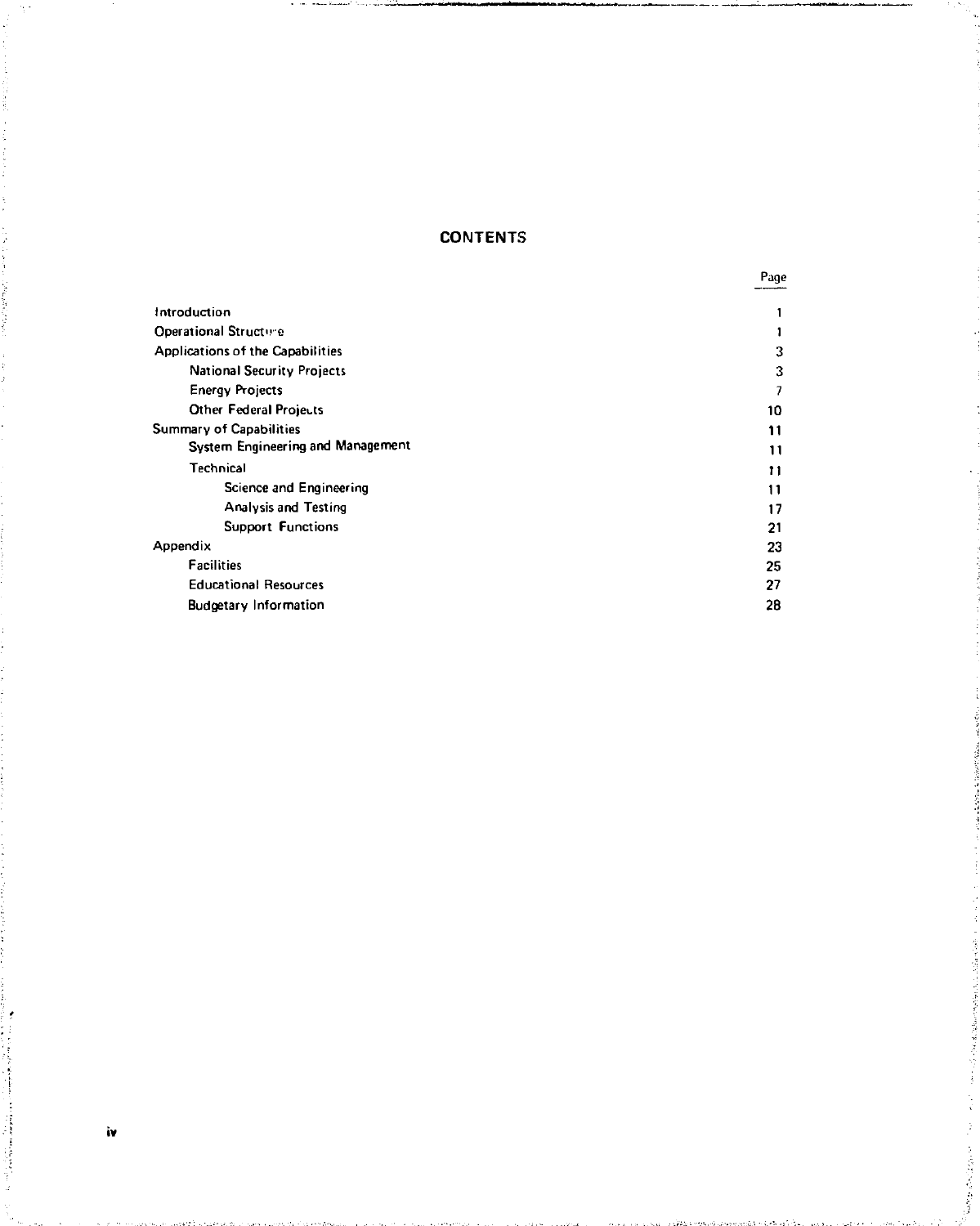# CONTENTS

| | Page |
|---|---|
| Introduction | 1 |
| Operational Structure | 1 |
| Applications of the Capabilities | 3 |
| National Security Projects | 3 |
| Energy Projects | 7 |
| Other Federal Projects | 10 |
| Summary of Capabilities | 11 |
| System Engineering and Management | 11 |
| Technical | 11 |
| Science and Engineering | 11 |
| Analysis and Testing | 17 |
| Support Functions | 21 |
| Appendix | 23 |
| Facilities | 25 |
| Educational Resources | 27 |
| Budgetary Information | 28 |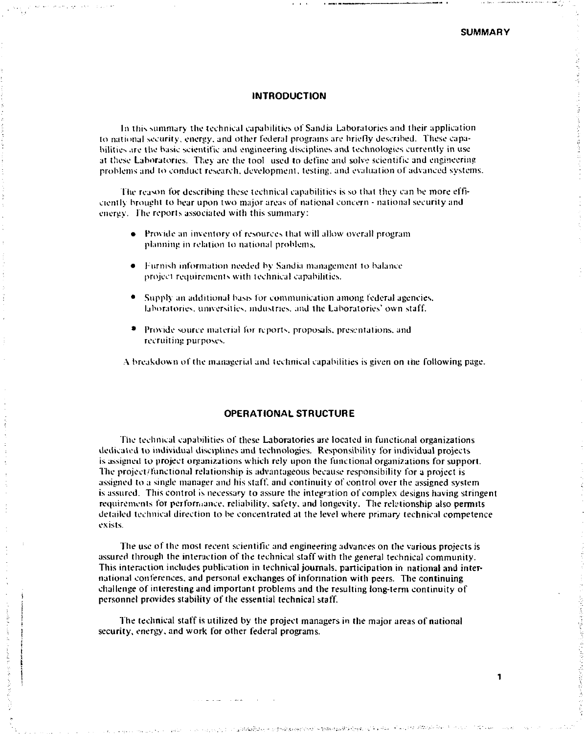## SUMMARY

### INTRODUCTION

In this summary the technical capabilities of Sandia Laboratories and their application to national security, energy, and other federal programs are briefly described. These capabilities are the basic scientific and engineering disciplines and technologies currently in use at these Laboratories. They are the tool used to define and solve scientific and engineering problems and to conduct research, development, testing, and evaluation of advanced systems.

The reason for describing these technical capabilities is so that they can be more efficiently brought to bear upon two major areas of national concern - national security and energy. The reports associated with this summary:

- Provide an inventory of resources that will allow overall program planning in relation to national problems.
- Furnish information needed by Sandia management to balance project requirements with technical capabilities.
- Supply an additional basis for communication among federal agencies, laboratories, universities, industries, and the Laboratories' own staff.
- Provide source material for reports, proposals, presentations, and recruiting purposes.

A breakdown of the managerial and technical capabilities is given on the following page.

### OPERATIONAL STRUCTURE

The technical capabilities of these Laboratories are located in functional organizations dedicated to individual disciplines and technologies. Responsibility for individual projects is assigned to project organizations which rely upon the functional organizations for support. The project/functional relationship is advantageous because responsibility for a project is assigned to a single manager and his staff, and continuity of control over the assigned system is assured. This control is necessary to assure the integration of complex designs having stringent requirements for performance, reliability, safety, and longevity. The relationship also permits detailed technical direction to be concentrated at the level where primary technical competence exists.

The use of the most recent scientific and engineering advances on the various projects is assured through the interaction of the technical staff with the general technical community. This interaction includes publication in technical journals, participation in national and international conferences, and personal exchanges of information with peers. The continuing challenge of interesting and important problems and the resulting long-term continuity of personnel provides stability of the essential technical staff.

The technical staff is utilized by the project managers in the major areas of national security, energy, and work for other federal programs.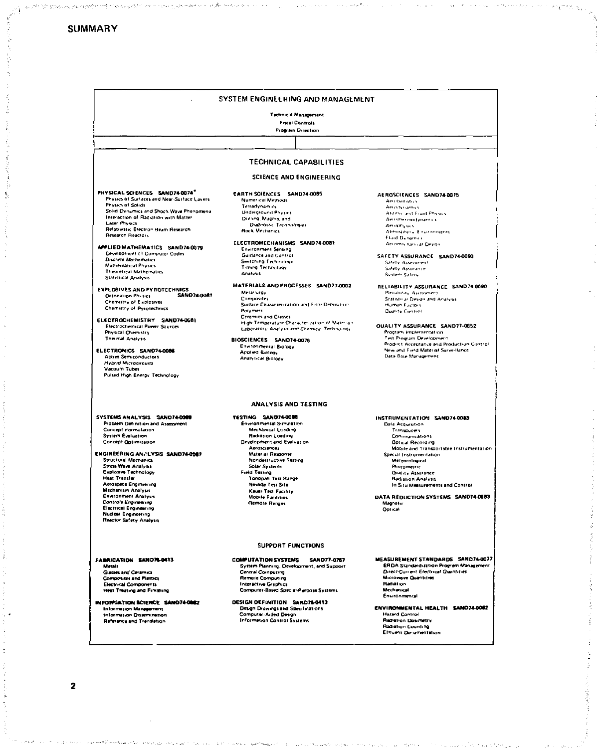# SUMMARY

## SYSTEM ENGINEERING AND MANAGEMENT

Technical Management
Fiscal Controls
Program Direction

## TECHNICAL CAPABILITIES

### SCIENCE AND ENGINEERING

**PHYSICAL SCIENCES SAND74-0074***
- Physics of Surfaces and Near-Surface Layers
- Physics of Solids
- Solid Dynamics and Shock Wave Phenomena
- Interaction of Radiation with Matter
- Laser Physics
- Relativistic Electron Beam Research
- Research Reactors

**APPLIED MATHEMATICS SAND74-0079**
- Development of Computer Codes
- *Discrete Mathematics*
- Mathematical Physics
- Theoretical Mathematics
- Statistical Analysis

**EXPLOSIVES AND PYROTECHNICS SAND74-0081**
- Detonation Physics
- Chemistry of Explosives
- Chemistry of Pyrotechnics

**ELECTROCHEMISTRY SAND74-0081**
- Electrochemical Power Sources
- Physical Chemistry
- Thermal Analysis

**ELECTRONICS SAND74-0086**
- Active Semiconductors
- *Hybrid Microcircuits*
- Vacuum Tubes
- Pulsed High Energy Technology

**EARTH SCIENCES SAND74-0085**
- Numerical Methods
- Terradynamics
- Underground Physics
- Drilling, Magma, and *Diagnostic Technologies*
- Rock Mechanics

**ELECTROMECHANISMS SAND74-0081**
- Environment Sensing
- Guidance and Control
- Switching Technology
- Timing Technology
- Analysis

**MATERIALS AND PROCESSES SAND77-0002**
- Metallurgy
- Composites
- *Surface Characterization and Film Deposition*
- *Polymers*
- Ceramics and Glasses
- High-Temperature Characterization of Materials
- *Laboratory Analysis and Chemical Technology*

**BIOSCIENCES SAND74-0076**
- Environmental Biology
- Applied Biology
- Analytical Biology

**AEROSCIENCES SAND74-0075**
- Aeroballistics
- Aerodynamics
- Atomic and Fluid Physics
- Aerothermodynamics
- Aerophysics
- Atmospheric Environments
- Fluid Dynamics
- Aeromechanical Design

**SAFETY ASSURANCE SAND74-0090**
- Safety Assessment
- Safety Assurance
- System Safety

**RELIABILITY ASSURANCE SAND74-0090**
- Reliability Assessment
- Statistical Design and Analysis
- Human Factors
- Quality Control

**QUALITY ASSURANCE SAND77-0652**
- Program Implementation
- Test Program Development
- Product Acceptance and Production Control
- New and Field Material Surveillance
- Data Base Management

### ANALYSIS AND TESTING

**SYSTEMS ANALYSIS SAND74-0088**
- Problem Definition and Assessment
- Concept Formulation
- System Evaluation
- Concept Optimization

**ENGINEERING ANALYSIS SAND74-0087**
- Structural Mechanics
- Stress Wave Analysis
- Explosive Technology
- Heat Transfer
- Aerospace Engineering
- Mechanism Analysis
- Environment Analysis
- *Controls Engineering*
- Electrical Engineering
- Nuclear Engineering
- Reactor Safety Analysis

**TESTING SAND74-0088**
- Environmental Simulation
  - Mechanical Loading
  - Radiation Loading
- Development and Evaluation
  - Aerosciences
  - Material Response
  - Nondestructive Testing
  - *Solar Systems*
- Field Testing
  - Tonopah Test Range
  - Nevada Test Site
  - Kauai Test Facility
  - Mobile Facilities
  - Remote Ranges

**INSTRUMENTATION SAND74-0083**
- Data Acquisition
  - Transducers
  - Communications
  - Optical Recording
  - Mobile and Transportable Instrumentation
- Special Instrumentation
  - Meteorological
  - *Photometric*
  - Quality Assurance
  - Radiation Analysis
  - In Situ Measurements and Control

**DATA REDUCTION SYSTEMS SAND74-0083**
- Magnetic
- Optical

### SUPPORT FUNCTIONS

**FABRICATION SAND76-0413**
- Metals
- *Glasses and Ceramics*
- Composites and Plastics
- Electrical Components
- Heat Treating and Finishing

**INFORMATION SCIENCE SAND74-0082**
- Information Management
- Information Dissemination
- Reference and Translation

**COMPUTATION SYSTEMS SAND77-0767**
- System Planning, Development, and Support
- *Central Computing*
- Remote Computing
- Interactive Graphics
- Computer-Based Special-Purpose Systems

**DESIGN DEFINITION SAND76-0413**
- Design Drawings and Specifications
- Computer-Aided Design
- Information Control Systems

**MEASUREMENT STANDARDS SAND74-0077**
- ERDA Standardization Program Management
- *Direct-Current Electrical Quantities*
- Microwave Quantities
- Radiation
- Mechanical
- Environmental

**ENVIRONMENTAL HEALTH SAND74-0082**
- Hazard Control
- Radiation Dosimetry
- Radiation Counting
- Effluent Documentation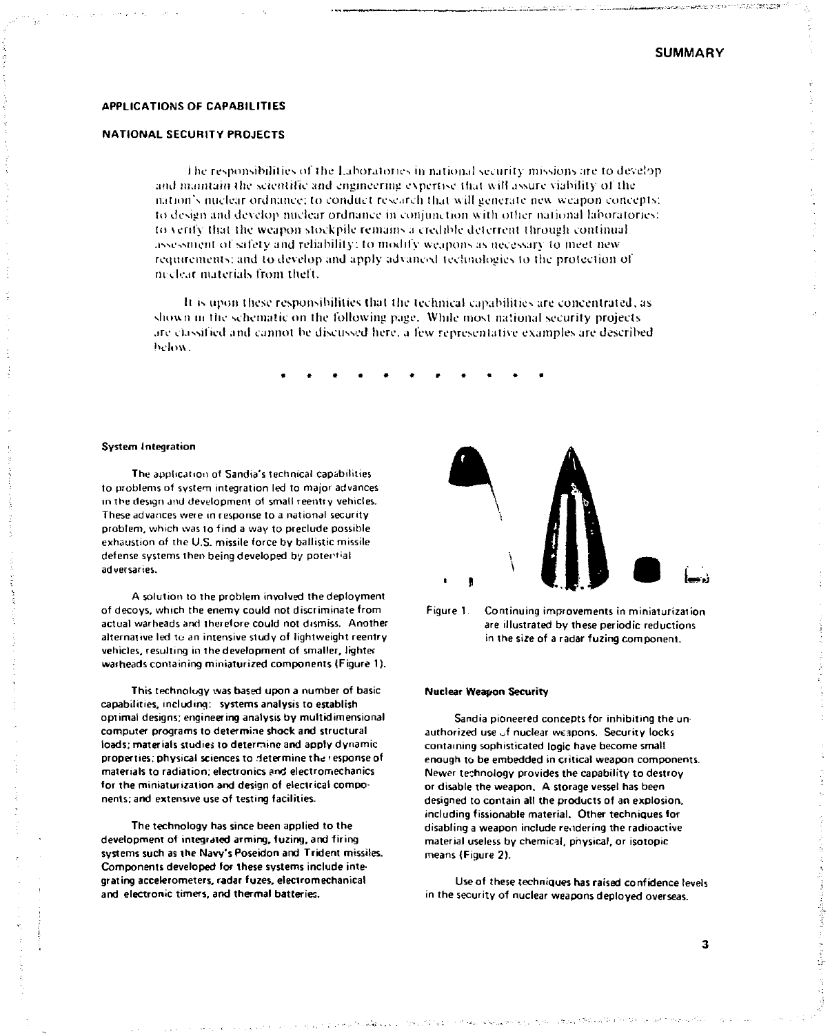# SUMMARY

## APPLICATIONS OF CAPABILITIES

### NATIONAL SECURITY PROJECTS

The responsibilities of the Laboratories in national security missions are to develop and maintain the scientific and engineering expertise that will assure viability of the nation's nuclear ordnance; to conduct research that will generate new weapon concepts; to design and develop nuclear ordnance in conjunction with other national laboratories; to verify that the weapon stockpile remains a credible deterrent through continual assessment of safety and reliability; to modify weapons as necessary to meet new requirements; and to develop and apply advanced technologies to the protection of nuclear materials from theft.

It is upon these responsibilities that the technical capabilities are concentrated, as shown in the schematic on the following page. While most national security projects are classified and cannot be discussed here, a few representative examples are described below.

• • • • • • • • • • • •

#### System Integration

The application of Sandia's technical capabilities to problems of system integration led to major advances in the design and development of small reentry vehicles. These advances were in response to a national security problem, which was to find a way to preclude possible exhaustion of the U.S. missile force by ballistic missile defense systems then being developed by potential adversaries.

A solution to the problem involved the deployment of decoys, which the enemy could not discriminate from actual warheads and therefore could not dismiss. Another alternative led to an intensive study of lightweight reentry vehicles, resulting in the development of smaller, lighter warheads containing miniaturized components (Figure 1).

This technology was based upon a number of basic capabilities, including: systems analysis to establish optimal designs; engineering analysis by multidimensional computer programs to determine shock and structural loads; materials studies to determine and apply dynamic properties; physical sciences to determine the response of materials to radiation; electronics and electromechanics for the miniaturization and design of electrical components; and extensive use of testing facilities.

The technology has since been applied to the development of integrated arming, fuzing, and firing systems such as the Navy's Poseidon and Trident missiles. Components developed for these systems include integrating accelerometers, radar fuzes, electromechanical and electronic timers, and thermal batteries.

Figure 1. Continuing improvements in miniaturization are illustrated by these periodic reductions in the size of a radar fuzing component.

#### Nuclear Weapon Security

Sandia pioneered concepts for inhibiting the unauthorized use of nuclear weapons. Security locks containing sophisticated logic have become small enough to be embedded in critical weapon components. Newer technology provides the capability to destroy or disable the weapon. A storage vessel has been designed to contain all the products of an explosion, including fissionable material. Other techniques for disabling a weapon include rendering the radioactive material useless by chemical, physical, or isotopic means (Figure 2).

Use of these techniques has raised confidence levels in the security of nuclear weapons deployed overseas.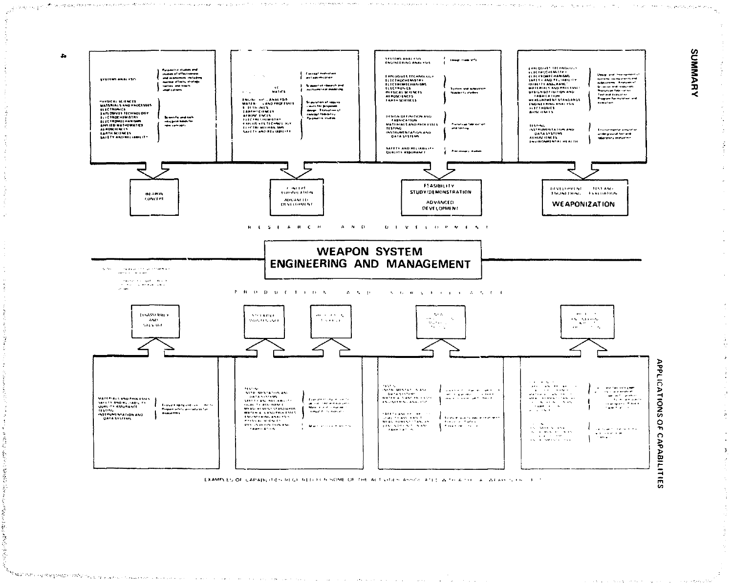# WEAPON SYSTEM ENGINEERING AND MANAGEMENT

## RESEARCH AND DEVELOPMENT

**WEAPON CONCEPT**

- SYSTEMS ANALYSIS — Parametric studies and studies of effectiveness and economics including nuclear effects, strategy, tactics and treaty implications
- PHYSICAL SCIENCES, MATERIALS AND PROCESSES, ELECTRONICS, EXPLOSIVES TECHNOLOGY, ELECTROCHEMISTRY, ELECTROMECHANISMS, APPLIED MATHEMATICS, AEROSCIENCES, EARTH SCIENCES, SAFETY AND RELIABILITY — Scientific and technological bases for new concepts

**CONCEPT FORMULATION / ADVANCED DEVELOPMENT**

- Concept evaluation and optimization
- Support of research and mathematical modeling
- ENGINEERING ANALYSIS, MATERIALS AND PROCESSES, ELECTRONICS, EARTH SCIENCES, AEROSCIENCES, ELECTROCHEMISTRY, EXPLOSIVES TECHNOLOGY, ELECTROMECHANISMS, SAFETY AND RELIABILITY — Specification of requirements for proposed design. Evaluation of concept feasibility. Parametric studies

**FEASIBILITY STUDY/DEMONSTRATION / ADVANCED DEVELOPMENT**

- SYSTEMS ANALYSIS, ENGINEERING ANALYSIS — Design trade-offs
- EXPLOSIVES TECHNOLOGY, ELECTROCHEMISTRY, ELECTROMECHANISMS, ELECTRONICS, PHYSICAL SCIENCES, AEROSCIENCES, EARTH SCIENCES — System and subsystem feasibility studies
- DESIGN DEFINITION AND FABRICATION, MATERIALS AND PROCESSES, TESTING, INSTRUMENTATION AND DATA SYSTEMS — Prototype fabrication and testing
- SAFETY AND RELIABILITY, QUALITY ASSURANCE — Preliminary studies

**DEVELOPMENT ENGINEERING / TEST AND EVALUATION / WEAPONIZATION**

- EXPLOSIVES TECHNOLOGY, ELECTROCHEMISTRY, ELECTROMECHANISMS, SAFETY AND RELIABILITY, QUALITY ASSURANCE, MATERIALS AND PROCESSES, DESIGN DEFINITION AND FABRICATION, MEASUREMENT STANDARDS, ENGINEERING ANALYSIS, ELECTRONICS, BIOSCIENCES — Design and development of systems, components and subsystems. Analysis of behavior and reliability. Prototype fabrication. Test and evaluation. Program formulation and execution
- TESTING, INSTRUMENTATION AND DATA SYSTEMS, AEROSCIENCES, ENVIRONMENTAL HEALTH — Environmental simulation, underground test and laboratory evaluation

## PRODUCTION AND SURVEILLANCE

**DISASSEMBLY AND SALVAGE**

- MATERIALS AND PROCESSES, SAFETY AND RELIABILITY, QUALITY ASSURANCE, TESTING, INSTRUMENTATION AND DATA SYSTEMS — Evaluate aging and use effects. Prepare safety procedures for disassembly

**STOCKPILE MAINTENANCE / STOCKPILE SURVEILLANCE**

- TESTING, INSTRUMENTATION AND DATA SYSTEMS, SAFETY AND RELIABILITY, QUALITY ASSURANCE, MEASUREMENT STANDARDS, MATERIALS AND PROCESSES, ENGINEERING ANALYSIS, PHYSICAL SCIENCES, DESIGN DEFINITION AND FABRICATION

**PRODUCTION ENGINEERING**

- TESTING, INSTRUMENTATION AND DATA SYSTEMS, MATERIALS AND PROCESSES, ENGINEERING ANALYSIS
- SAFETY AND RELIABILITY, QUALITY ASSURANCE, MEASUREMENT STANDARDS, DESIGN DEFINITION AND FABRICATION

EXAMPLES OF CAPABILITIES REQUIRED REFLECT SOME OF THE ACTIVITIES ASSOCIATED WITH THE LIFE OF A WEAPON SYSTEM

**SUMMARY**

**APPLICATIONS OF CAPABILITIES**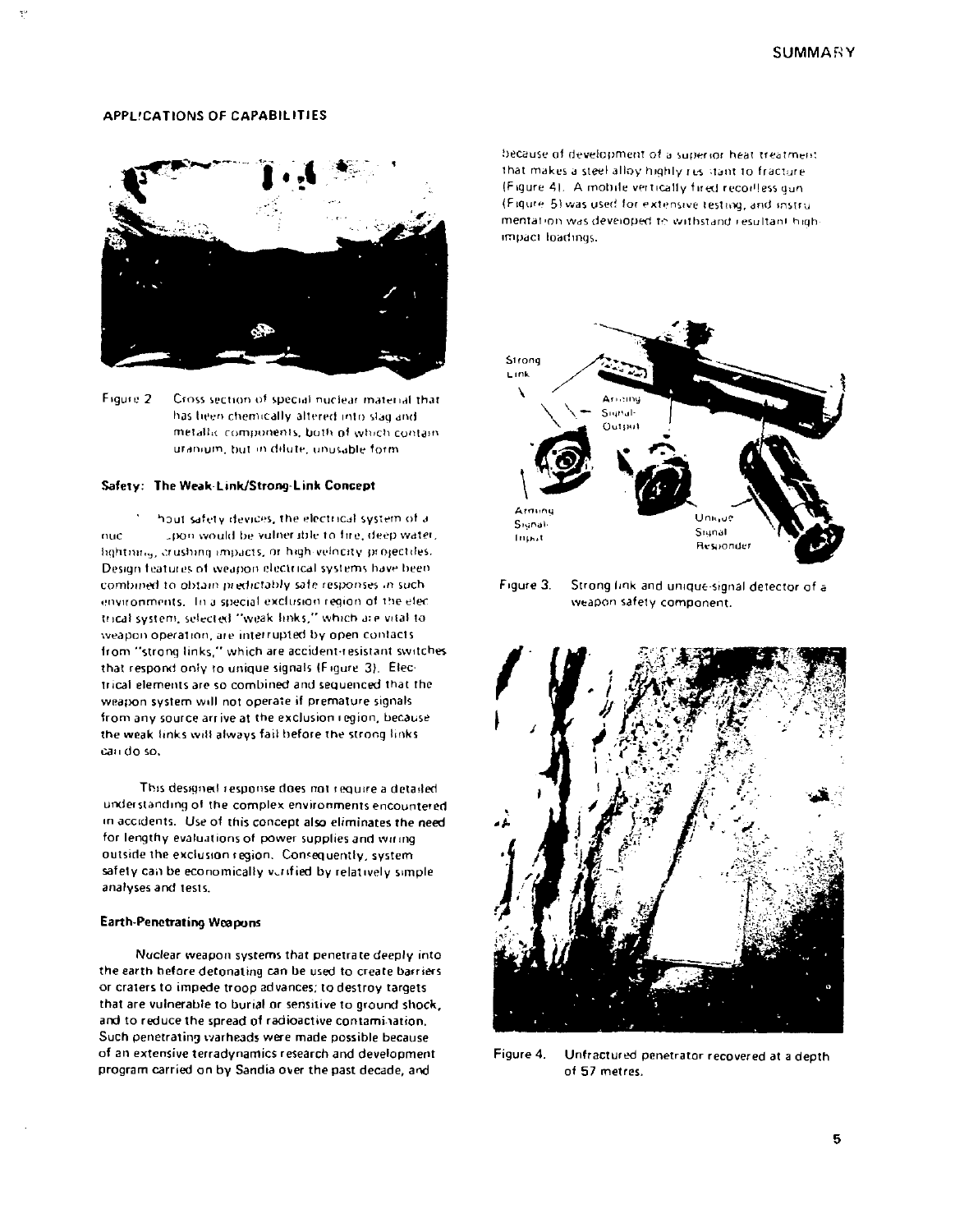### APPLICATIONS OF CAPABILITIES

Figure 2 Cross section of special nuclear material that has been chemically altered into slag and metallic components, both of which contain uranium, but in dilute, unusable form.

#### Safety: The Weak-Link/Strong-Link Concept

Without safety devices, the electrical system of a nuclear weapon would be vulnerable to fire, deep water, lightning, crushing impacts, or high-velocity projectiles. Design features of weapon electrical systems have been combined to obtain predictably safe responses in such environments. In a special exclusion region of the electrical system, selected "weak links," which are vital to weapon operation, are interrupted by open contacts from "strong links," which are accident-resistant switches that respond only to unique signals (Figure 3). Electrical elements are so combined and sequenced that the weapon system will not operate if premature signals from any source arrive at the exclusion region, because the weak links will always fail before the strong links can do so.

This designed response does not require a detailed understanding of the complex environments encountered in accidents. Use of this concept also eliminates the need for lengthy evaluations of power supplies and wiring outside the exclusion region. Consequently, system safety can be economically verified by relatively simple analyses and tests.

#### Earth-Penetrating Weapons

Nuclear weapon systems that penetrate deeply into the earth before detonating can be used to create barriers or craters to impede troop advances; to destroy targets that are vulnerable to burial or sensitive to ground shock, and to reduce the spread of radioactive contamination. Such penetrating warheads were made possible because of an extensive terradynamics research and development program carried on by Sandia over the past decade, and because of development of a superior heat treatment that makes a steel alloy highly resistant to fracture (Figure 4). A mobile vertically fired recoilless gun (Figure 5) was used for extensive testing, and instrumentation was developed to withstand resultant high-impact loadings.

Figure 3. Strong link and unique-signal detector of a weapon safety component.

Figure 4. Unfractured penetrator recovered at a depth of 57 metres.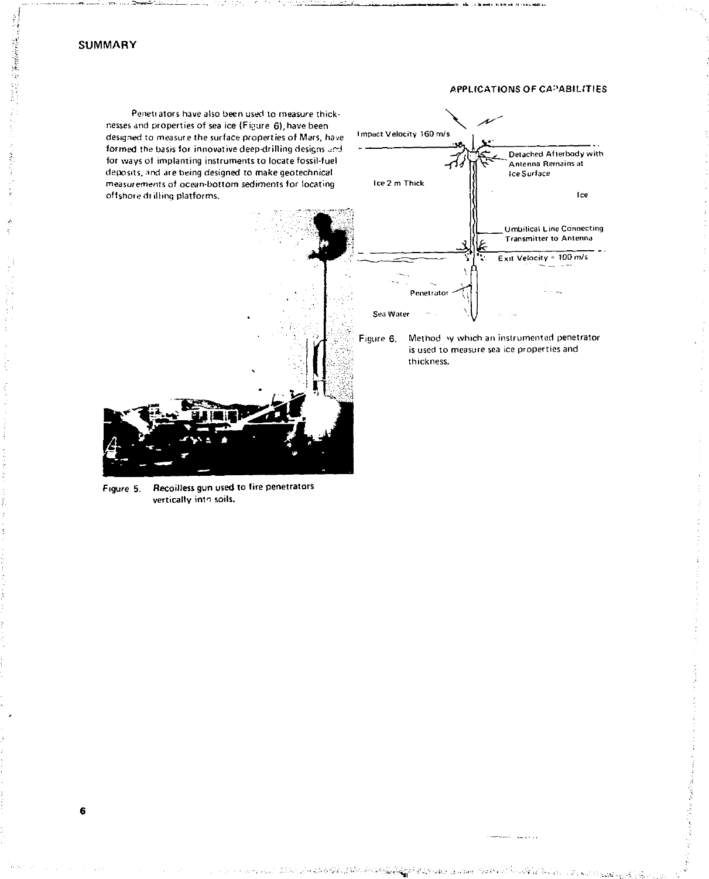## SUMMARY

## APPLICATIONS OF CAPABILITIES

Penetrators have also been used to measure thicknesses and properties of sea ice (Figure 6), have been designed to measure the surface properties of Mars, have formed the basis for innovative deep-drilling designs and for ways of implanting instruments to locate fossil-fuel deposits, and are being designed to make geotechnical measurements of ocean-bottom sediments for locating offshore drilling platforms.

Impact Velocity 160 m/s

Detached Afterbody with Antenna Remains at Ice Surface

Ice 2 m Thick

Ice

Umbilical Line Connecting Transmitter to Antenna

Exit Velocity = 100 m/s

Penetrator

Sea Water

Figure 6. Method by which an instrumented penetrator is used to measure sea ice properties and thickness.

Figure 5. Recoilless gun used to fire penetrators vertically into soils.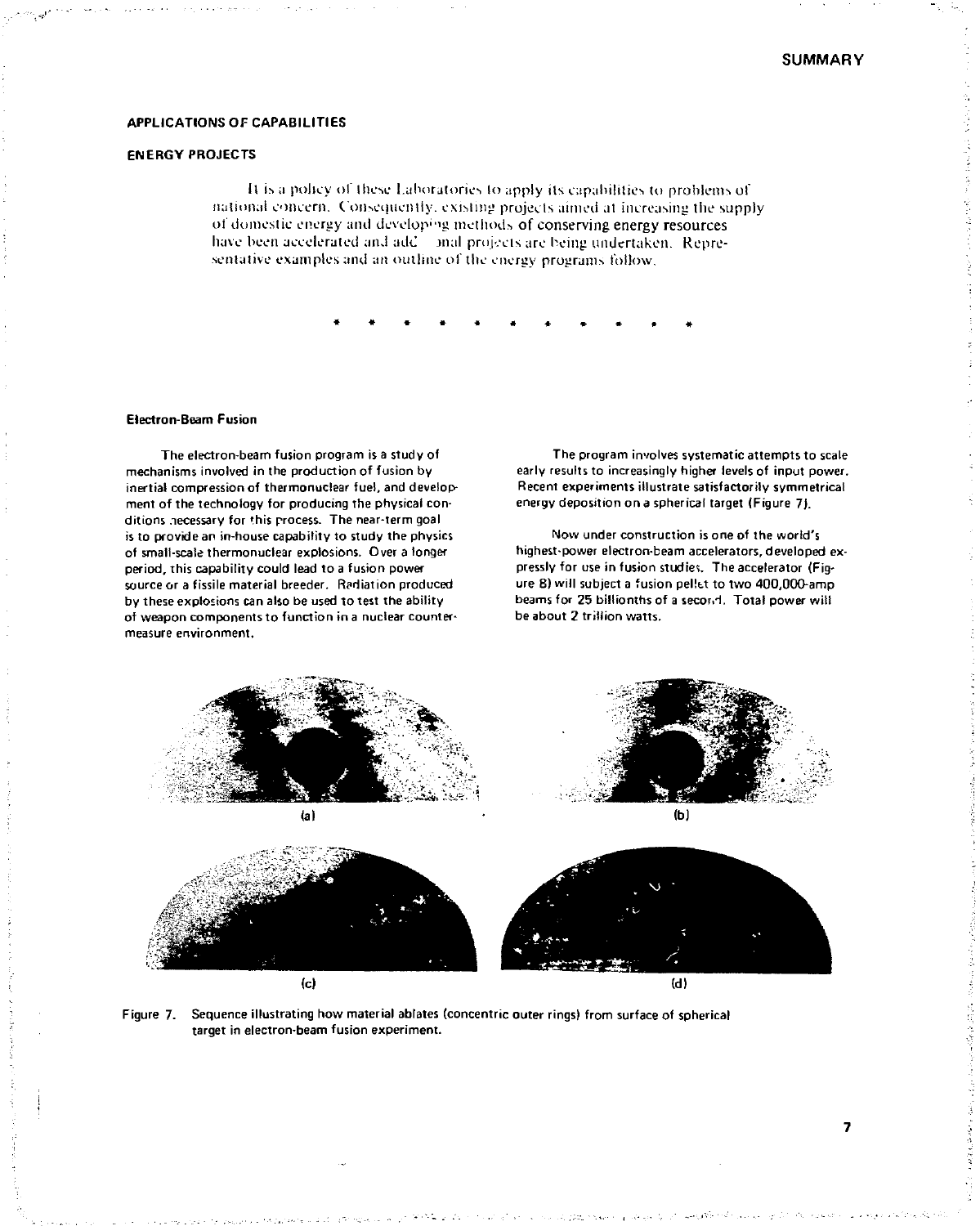## APPLICATIONS OF CAPABILITIES

### ENERGY PROJECTS

It is a policy of these Laboratories to apply its capabilities to problems of national concern. Consequently, existing projects aimed at increasing the supply of domestic energy and developing methods of conserving energy resources have been accelerated and additional projects are being undertaken. Representative examples and an outline of the energy programs follow.

\* \* \* \* \* \* \* \* \* \* \*

#### Electron-Beam Fusion

The electron-beam fusion program is a study of mechanisms involved in the production of fusion by inertial compression of thermonuclear fuel, and development of the technology for producing the physical conditions necessary for this process. The near-term goal is to provide an in-house capability to study the physics of small-scale thermonuclear explosions. Over a longer period, this capability could lead to a fusion power source or a fissile material breeder. Radiation produced by these explosions can also be used to test the ability of weapon components to function in a nuclear countermeasure environment.

The program involves systematic attempts to scale early results to increasingly higher levels of input power. Recent experiments illustrate satisfactorily symmetrical energy deposition on a spherical target (Figure 7).

Now under construction is one of the world's highest-power electron-beam accelerators, developed expressly for use in fusion studies. The accelerator (Figure 8) will subject a fusion pellet to two 400,000-amp beams for 25 billionths of a second. Total power will be about 2 trillion watts.

(a) (b) (c) (d)

Figure 7. Sequence illustrating how material ablates (concentric outer rings) from surface of spherical target in electron-beam fusion experiment.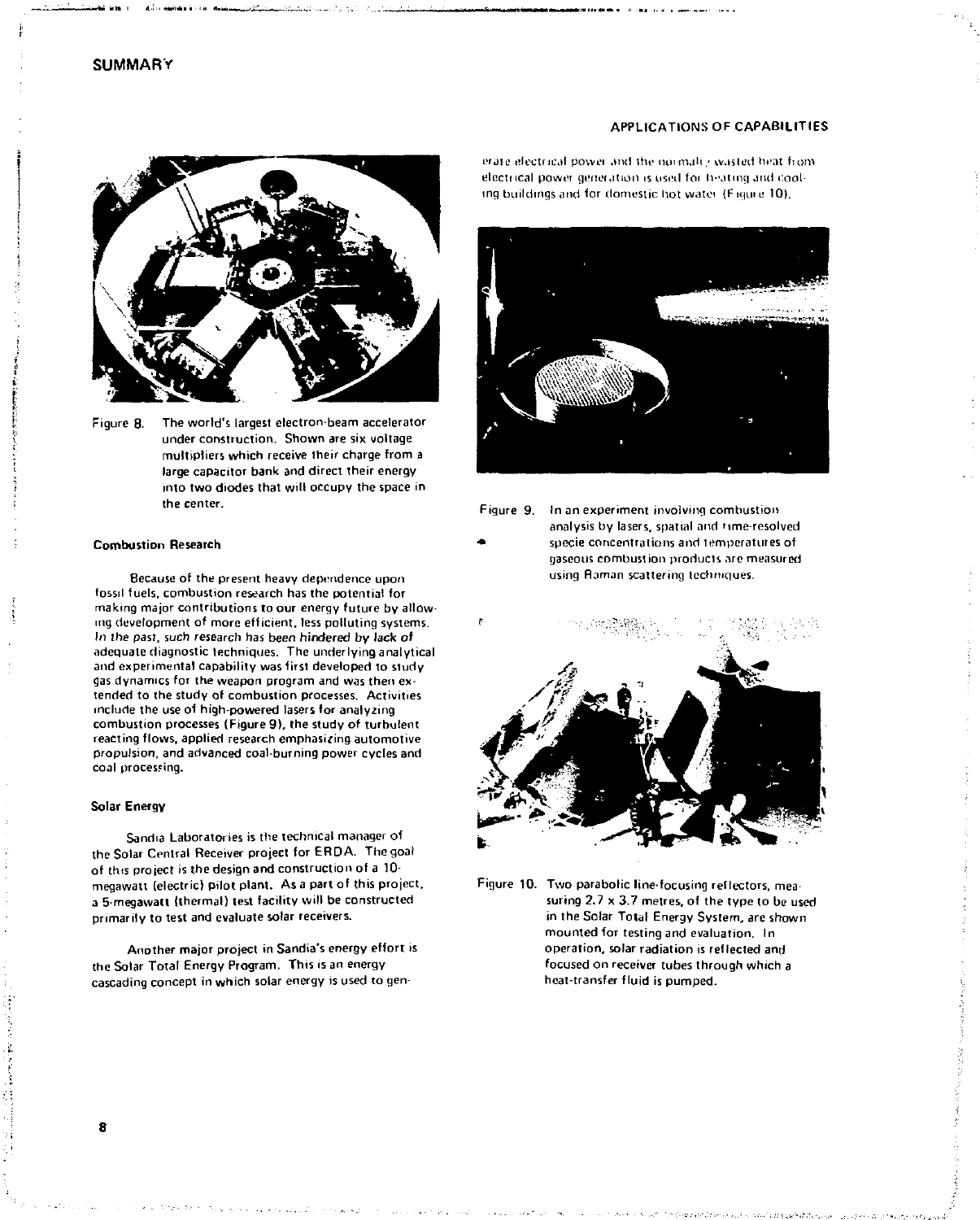## SUMMARY

### APPLICATIONS OF CAPABILITIES

Figure 8. The world's largest electron-beam accelerator under construction. Shown are six voltage multipliers which receive their charge from a large capacitor bank and direct their energy into two diodes that will occupy the space in the center.

#### Combustion Research

Because of the present heavy dependence upon fossil fuels, combustion research has the potential for making major contributions to our energy future by allowing development of more efficient, less polluting systems. In the past, such research has been hindered by lack of adequate diagnostic techniques. The underlying analytical and experimental capability was first developed to study gas dynamics for the weapon program and was then extended to the study of combustion processes. Activities include the use of high-powered lasers for analyzing combustion processes (Figure 9), the study of turbulent reacting flows, applied research emphasizing automotive propulsion, and advanced coal-burning power cycles and coal processing.

#### Solar Energy

Sandia Laboratories is the technical manager of the Solar Central Receiver project for ERDA. The goal of this project is the design and construction of a 10-megawatt (electric) pilot plant. As a part of this project, a 5-megawatt (thermal) test facility will be constructed primarily to test and evaluate solar receivers.

Another major project in Sandia's energy effort is the Solar Total Energy Program. This is an energy cascading concept in which solar energy is used to generate electrical power and the normally wasted heat from electrical power generation is used for heating and cooling buildings and for domestic hot water (Figure 10).

Figure 9. In an experiment involving combustion analysis by lasers, spatial and time-resolved specie concentrations and temperatures of gaseous combustion products are measured using Raman scattering techniques.

Figure 10. Two parabolic line-focusing reflectors, measuring 2.7 x 3.7 metres, of the type to be used in the Solar Total Energy System, are shown mounted for testing and evaluation. In operation, solar radiation is reflected and focused on receiver tubes through which a heat-transfer fluid is pumped.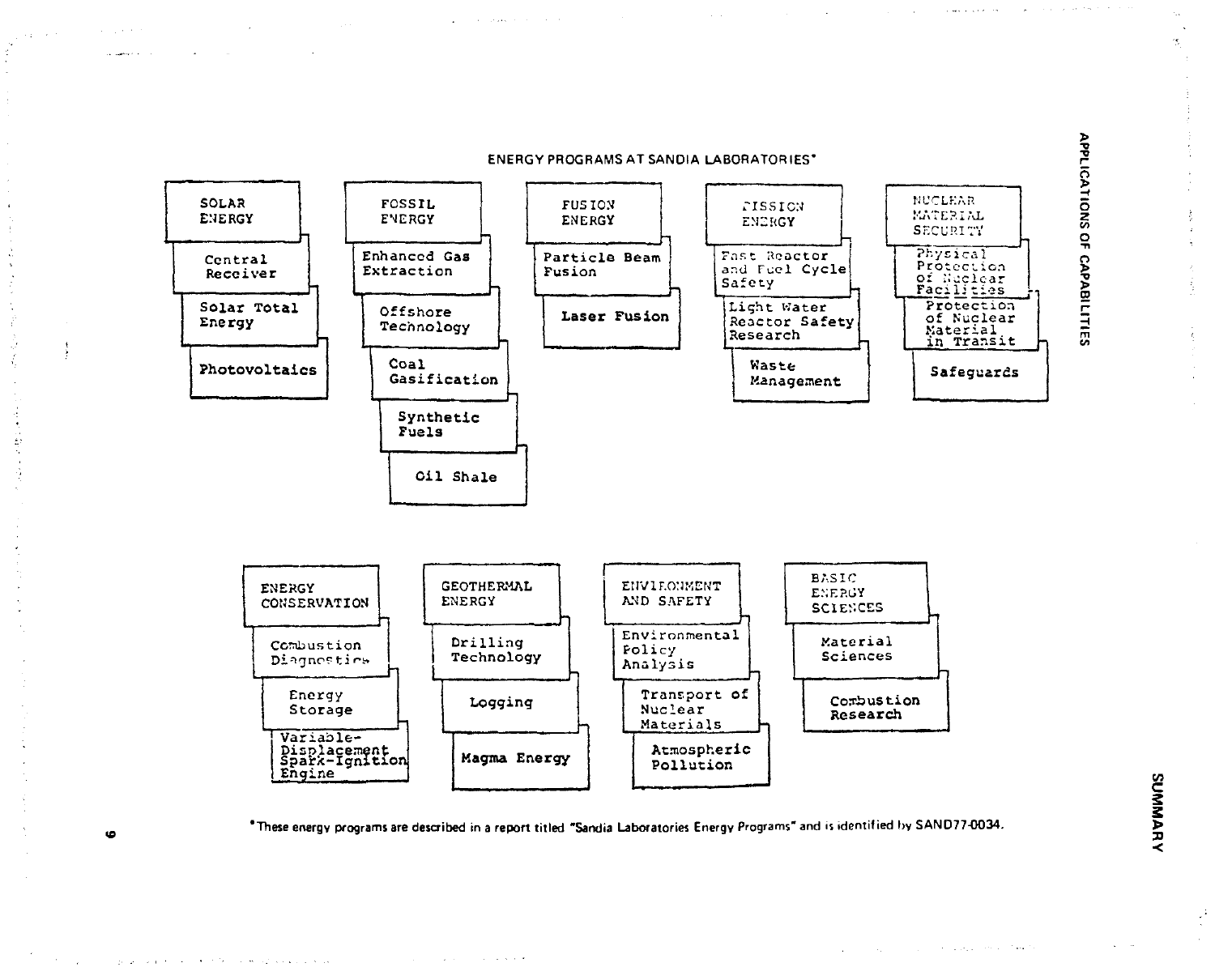## ENERGY PROGRAMS AT SANDIA LABORATORIES*

**SOLAR ENERGY**
- Central Receiver
- Solar Total Energy
- Photovoltaics

**FOSSIL ENERGY**
- Enhanced Gas Extraction
- Offshore Technology
- Coal Gasification
- Synthetic Fuels
- Oil Shale

**FUSION ENERGY**
- Particle Beam Fusion
- Laser Fusion

**FISSION ENERGY**
- Fast Reactor and Fuel Cycle Safety
- Light Water Reactor Safety Research
- Waste Management

**NUCLEAR MATERIAL SECURITY**
- Physical Protection of Nuclear Facilities
- Protection of Nuclear Material in Transit
- Safeguards

**ENERGY CONSERVATION**
- Combustion Diagnostics
- Energy Storage
- Variable-Displacement Spark-Ignition Engine

**GEOTHERMAL ENERGY**
- Drilling Technology
- Logging
- Magma Energy

**ENVIRONMENT AND SAFETY**
- Environmental Policy Analysis
- Transport of Nuclear Materials
- Atmospheric Pollution

**BASIC ENERGY SCIENCES**
- Material Sciences
- Combustion Research

*These energy programs are described in a report titled "Sandia Laboratories Energy Programs" and is identified by SAND77-0034.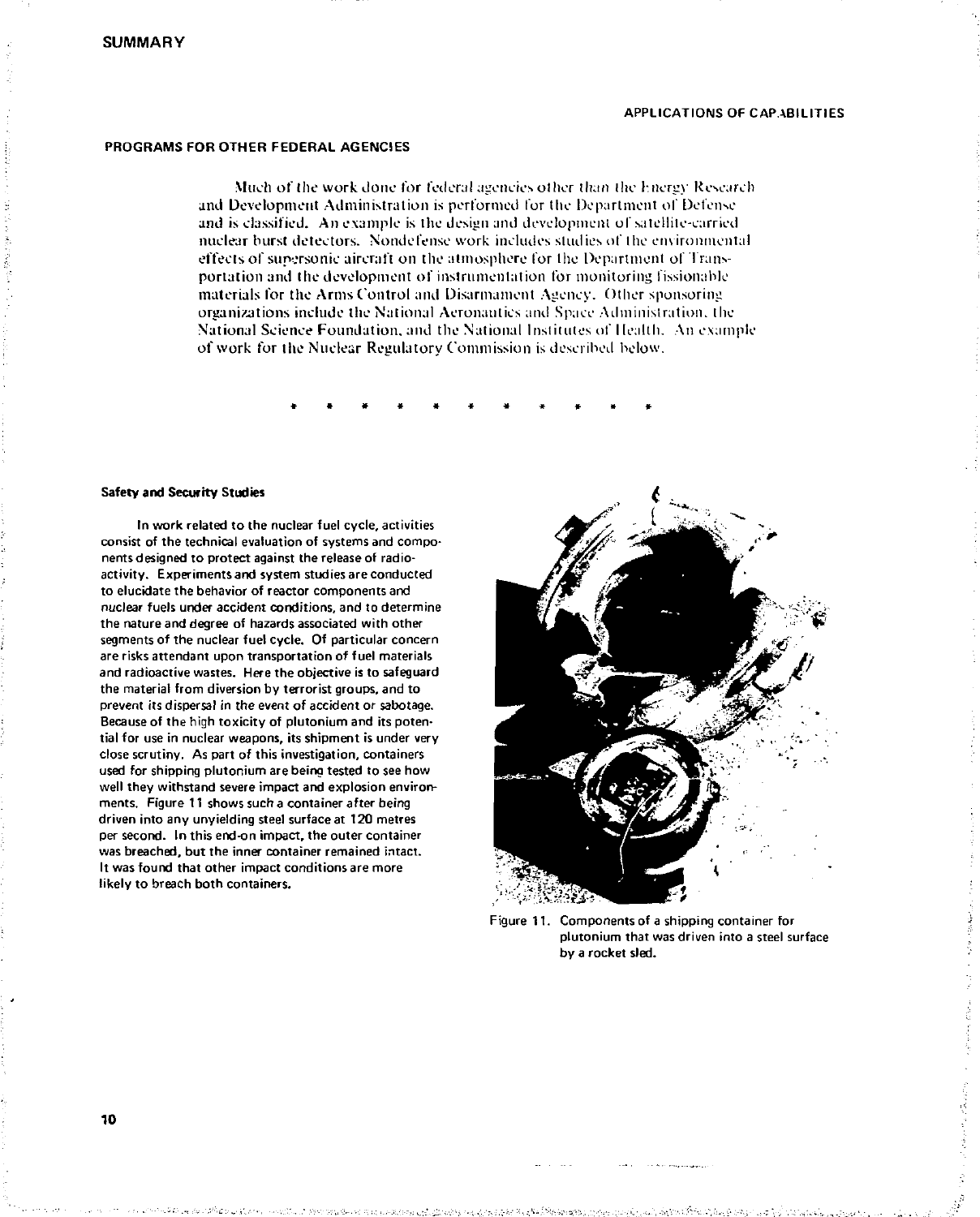## PROGRAMS FOR OTHER FEDERAL AGENCIES

Much of the work done for federal agencies other than the Energy Research and Development Administration is performed for the Department of Defense and is classified. An example is the design and development of satellite-carried nuclear burst detectors. Nondefense work includes studies of the environmental effects of supersonic aircraft on the atmosphere for the Department of Transportation and the development of instrumentation for monitoring fissionable materials for the Arms Control and Disarmament Agency. Other sponsoring organizations include the National Aeronautics and Space Administration, the National Science Foundation, and the National Institutes of Health. An example of work for the Nuclear Regulatory Commission is described below.

\* \* \* \* \* \* \* \* \* \* \*

### Safety and Security Studies

In work related to the nuclear fuel cycle, activities consist of the technical evaluation of systems and components designed to protect against the release of radioactivity. Experiments and system studies are conducted to elucidate the behavior of reactor components and nuclear fuels under accident conditions, and to determine the nature and degree of hazards associated with other segments of the nuclear fuel cycle. Of particular concern are risks attendant upon transportation of fuel materials and radioactive wastes. Here the objective is to safeguard the material from diversion by terrorist groups, and to prevent its dispersal in the event of accident or sabotage. Because of the high toxicity of plutonium and its potential for use in nuclear weapons, its shipment is under very close scrutiny. As part of this investigation, containers used for shipping plutonium are being tested to see how well they withstand severe impact and explosion environments. Figure 11 shows such a container after being driven into any unyielding steel surface at 120 metres per second. In this end-on impact, the outer container was breached, but the inner container remained intact. It was found that other impact conditions are more likely to breach both containers.

Figure 11. Components of a shipping container for plutonium that was driven into a steel surface by a rocket sled.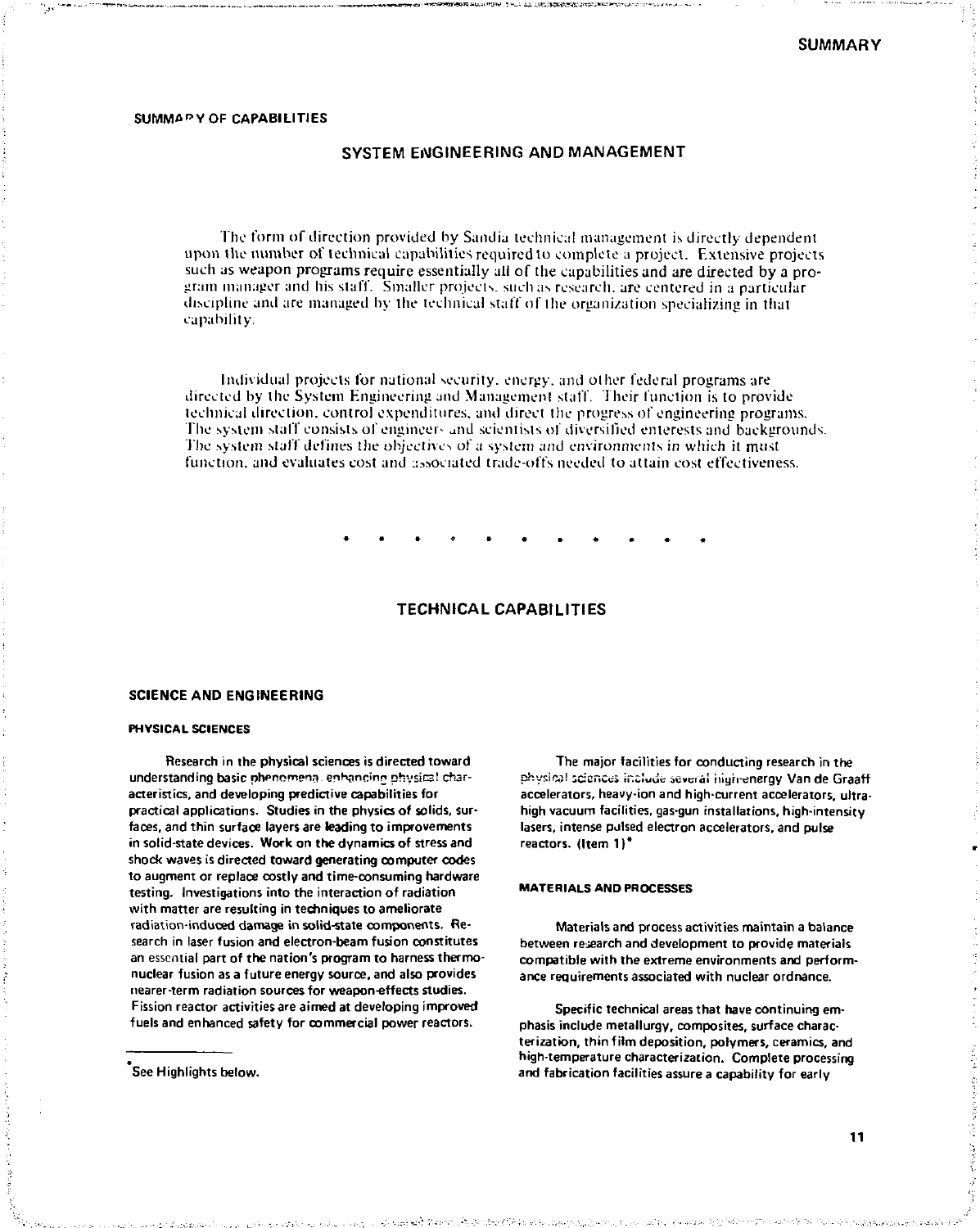SUMMARY OF CAPABILITIES

## SYSTEM ENGINEERING AND MANAGEMENT

The form of direction provided by Sandia technical management is directly dependent upon the number of technical capabilities required to complete a project. Extensive projects such as weapon programs require essentially all of the capabilities and are directed by a program manager and his staff. Smaller projects, such as research, are centered in a particular discipline and are managed by the technical staff of the organization specializing in that capability.

Individual projects for national security, energy, and other federal programs are directed by the System Engineering and Management staff. Their function is to provide technical direction, control expenditures, and direct the progress of engineering programs. The system staff consists of engineers and scientists of diversified enterests and backgrounds. The system staff defines the objectives of a system and environments in which it must function, and evaluates cost and associated trade-offs needed to attain cost effectiveness.

* * * * * * * * * * *

## TECHNICAL CAPABILITIES

### SCIENCE AND ENGINEERING

#### PHYSICAL SCIENCES

Research in the physical sciences is directed toward understanding basic phenomena, enhancing physical characteristics, and developing predictive capabilities for practical applications. Studies in the physics of solids, surfaces, and thin surface layers are leading to improvements in solid-state devices. Work on the dynamics of stress and shock waves is directed toward generating computer codes to augment or replace costly and time-consuming hardware testing. Investigations into the interaction of radiation with matter are resulting in techniques to ameliorate radiation-induced damage in solid-state components. Research in laser fusion and electron-beam fusion constitutes an essential part of the nation's program to harness thermonuclear fusion as a future energy source, and also provides nearer-term radiation sources for weapon-effects studies. Fission reactor activities are aimed at developing improved fuels and enhanced safety for commercial power reactors.

The major facilities for conducting research in the physical sciences include several high-energy Van de Graaff accelerators, heavy-ion and high-current accelerators, ultrahigh vacuum facilities, gas-gun installations, high-intensity lasers, intense pulsed electron accelerators, and pulse reactors. (Item 1)*

*See Highlights below.

#### MATERIALS AND PROCESSES

Materials and process activities maintain a balance between research and development to provide materials compatible with the extreme environments and performance requirements associated with nuclear ordnance.

Specific technical areas that have continuing emphasis include metallurgy, composites, surface characterization, thin film deposition, polymers, ceramics, and high-temperature characterization. Complete processing and fabrication facilities assure a capability for early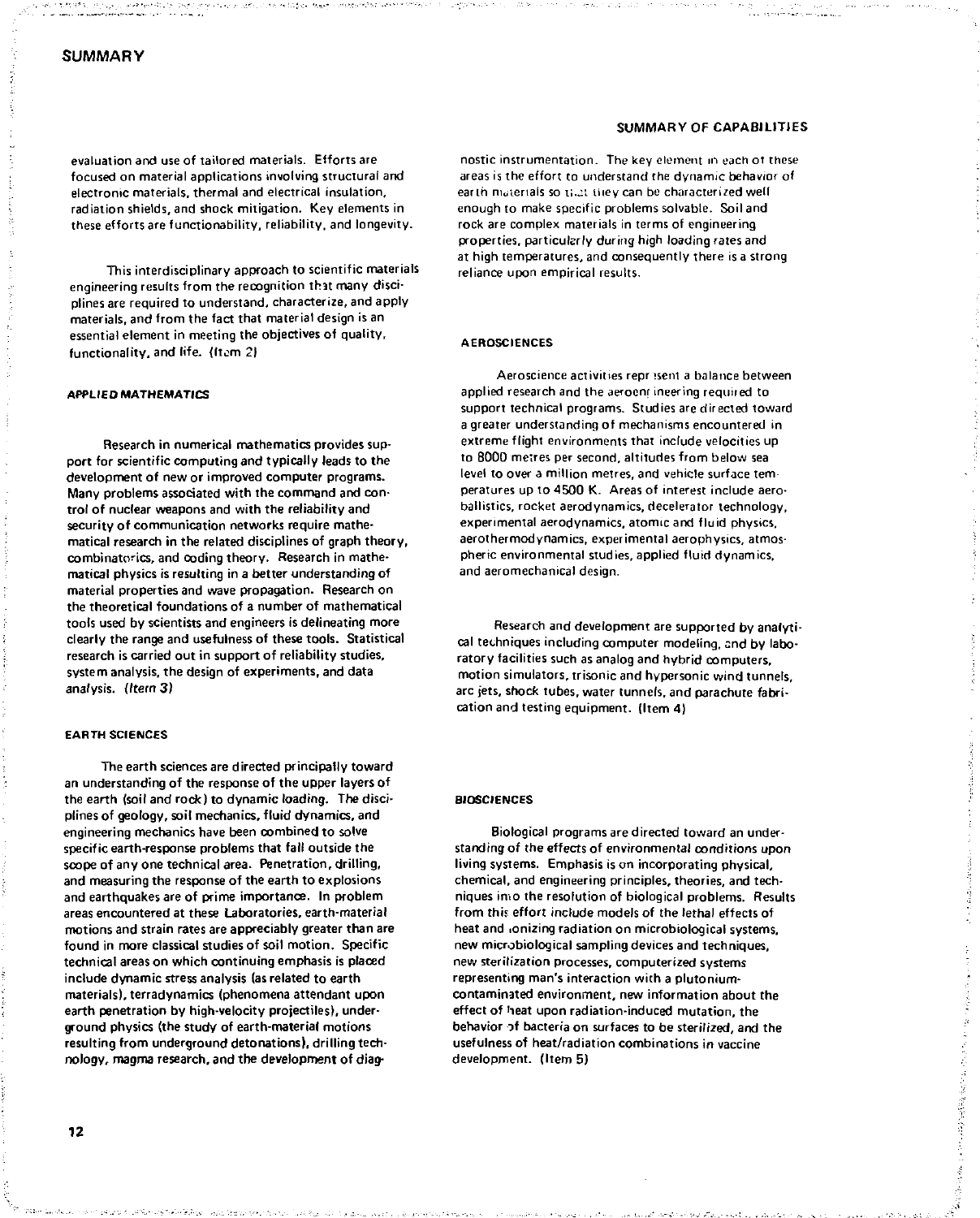evaluation and use of tailored materials. Efforts are focused on material applications involving structural and electronic materials, thermal and electrical insulation, radiation shields, and shock mitigation. Key elements in these efforts are functionability, reliability, and longevity.

This interdisciplinary approach to scientific materials engineering results from the recognition that many disciplines are required to understand, characterize, and apply materials, and from the fact that material design is an essential element in meeting the objectives of quality, functionality, and life. (Item 2)

#### APPLIED MATHEMATICS

Research in numerical mathematics provides support for scientific computing and typically leads to the development of new or improved computer programs. Many problems associated with the command and control of nuclear weapons and with the reliability and security of communication networks require mathematical research in the related disciplines of graph theory, combinatorics, and coding theory. Research in mathematical physics is resulting in a better understanding of material properties and wave propagation. Research on the theoretical foundations of a number of mathematical tools used by scientists and engineers is delineating more clearly the range and usefulness of these tools. Statistical research is carried out in support of reliability studies, system analysis, the design of experiments, and data analysis. *(Item 3)*

#### EARTH SCIENCES

The earth sciences are directed principally toward an understanding of the response of the upper layers of the earth (soil and rock) to dynamic loading. The disciplines of geology, soil mechanics, fluid dynamics, and engineering mechanics have been combined to solve specific earth-response problems that fall outside the scope of any one technical area. Penetration, drilling, and measuring the response of the earth to explosions and earthquakes are of prime importance. In problem areas encountered at these Laboratories, earth-material motions and strain rates are appreciably greater than are found in more classical studies of soil motion. Specific technical areas on which continuing emphasis is placed include dynamic stress analysis (as related to earth materials), terradynamics (phenomena attendant upon earth penetration by high-velocity projectiles), underground physics (the study of earth-material motions resulting from underground detonations), drilling technology, magma research, and the development of diagnostic instrumentation. The key element in each of these areas is the effort to understand the dynamic behavior of earth materials so that they can be characterized well enough to make specific problems solvable. Soil and rock are complex materials in terms of engineering properties, particularly during high loading rates and at high temperatures, and consequently there is a strong reliance upon empirical results.

#### AEROSCIENCES

Aeroscience activities represent a balance between applied research and the aeroengineering required to support technical programs. Studies are directed toward a greater understanding of mechanisms encountered in extreme flight environments that include velocities up to 8000 metres per second, altitudes from below sea level to over a million metres, and vehicle surface temperatures up to 4500 K. Areas of interest include aeroballistics, rocket aerodynamics, decelerator technology, experimental aerodynamics, atomic and fluid physics, aerothermodynamics, experimental aerophysics, atmospheric environmental studies, applied fluid dynamics, and aeromechanical design.

Research and development are supported by analytical techniques including computer modeling, and by laboratory facilities such as analog and hybrid computers, motion simulators, trisonic and hypersonic wind tunnels, arc jets, shock tubes, water tunnels, and parachute fabrication and testing equipment. (Item 4)

#### BIOSCIENCES

Biological programs are directed toward an understanding of the effects of environmental conditions upon living systems. Emphasis is on incorporating physical, chemical, and engineering principles, theories, and techniques into the resolution of biological problems. Results from this effort include models of the lethal effects of heat and ionizing radiation on microbiological systems, new microbiological sampling devices and techniques, new sterilization processes, computerized systems representing man's interaction with a plutonium-contaminated environment, new information about the effect of heat upon radiation-induced mutation, the behavior of bacteria on surfaces to be sterilized, and the usefulness of heat/radiation combinations in vaccine development. (Item 5)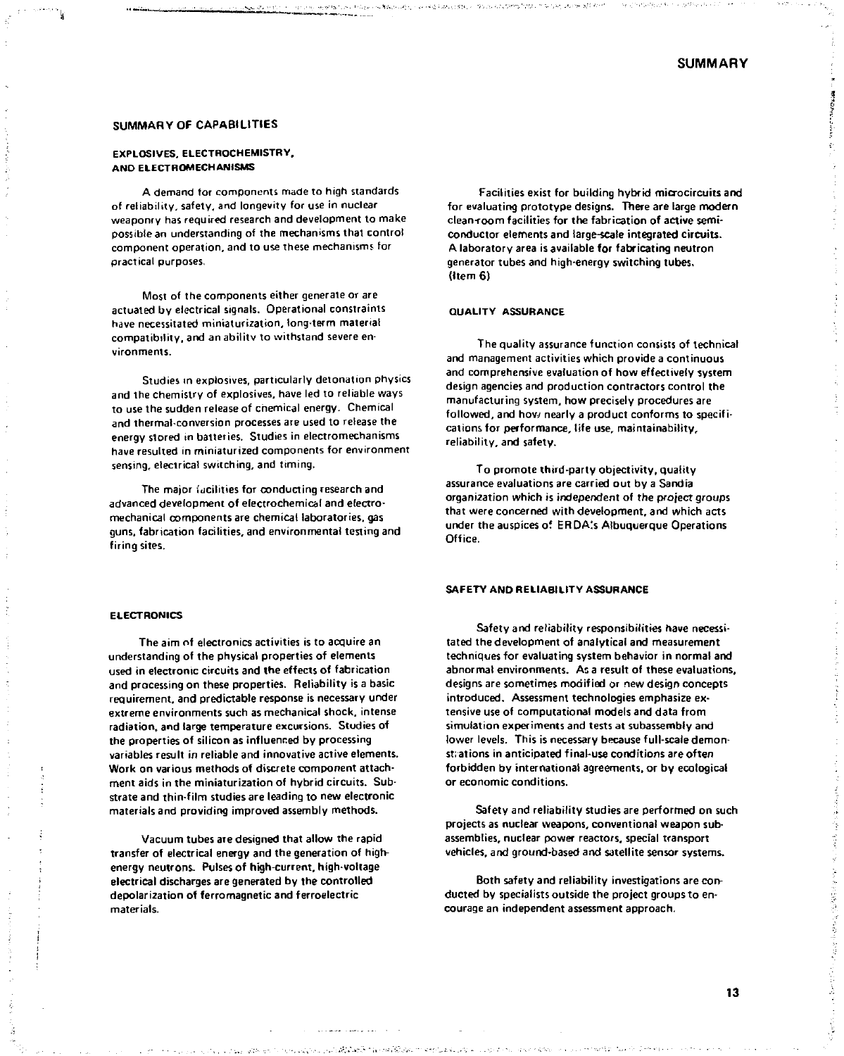# SUMMARY

## SUMMARY OF CAPABILITIES

### EXPLOSIVES, ELECTROCHEMISTRY, AND ELECTROMECHANISMS

A demand for components made to high standards of reliability, safety, and longevity for use in nuclear weaponry has required research and development to make possible an understanding of the mechanisms that control component operation, and to use these mechanisms for practical purposes.

Most of the components either generate or are actuated by electrical signals. Operational constraints have necessitated miniaturization, long-term material compatibility, and an ability to withstand severe environments.

Studies in explosives, particularly detonation physics and the chemistry of explosives, have led to reliable ways to use the sudden release of chemical energy. Chemical and thermal-conversion processes are used to release the energy stored in batteries. Studies in electromechanisms have resulted in miniaturized components for environment sensing, electrical switching, and timing.

The major facilities for conducting research and advanced development of electrochemical and electromechanical components are chemical laboratories, gas guns, fabrication facilities, and environmental testing and firing sites.

### ELECTRONICS

The aim of electronics activities is to acquire an understanding of the physical properties of elements used in electronic circuits and the effects of fabrication and processing on these properties. Reliability is a basic requirement, and predictable response is necessary under extreme environments such as mechanical shock, intense radiation, and large temperature excursions. Studies of the properties of silicon as influenced by processing variables result in reliable and innovative active elements. Work on various methods of discrete component attachment aids in the miniaturization of hybrid circuits. Substrate and thin-film studies are leading to new electronic materials and providing improved assembly methods.

Vacuum tubes are designed that allow the rapid transfer of electrical energy and the generation of high-energy neutrons. Pulses of high-current, high-voltage electrical discharges are generated by the controlled depolarization of ferromagnetic and ferroelectric materials.

Facilities exist for building hybrid microcircuits and for evaluating prototype designs. There are large modern clean-room facilities for the fabrication of active semiconductor elements and large-scale integrated circuits. A laboratory area is available for fabricating neutron generator tubes and high-energy switching tubes. (Item 6)

### QUALITY ASSURANCE

The quality assurance function consists of technical and management activities which provide a continuous and comprehensive evaluation of how effectively system design agencies and production contractors control the manufacturing system, how precisely procedures are followed, and how nearly a product conforms to specifications for performance, life use, maintainability, reliability, and safety.

To promote third-party objectivity, quality assurance evaluations are carried out by a Sandia organization which is independent of the project groups that were concerned with development, and which acts under the auspices of ERDA's Albuquerque Operations Office.

### SAFETY AND RELIABILITY ASSURANCE

Safety and reliability responsibilities have necessitated the development of analytical and measurement techniques for evaluating system behavior in normal and abnormal environments. As a result of these evaluations, designs are sometimes modified or new design concepts introduced. Assessment technologies emphasize extensive use of computational models and data from simulation experiments and tests at subassembly and lower levels. This is necessary because full-scale demonstrations in anticipated final-use conditions are often forbidden by international agreements, or by ecological or economic conditions.

Safety and reliability studies are performed on such projects as nuclear weapons, conventional weapon subassemblies, nuclear power reactors, special transport vehicles, and ground-based and satellite sensor systems.

Both safety and reliability investigations are conducted by specialists outside the project groups to encourage an independent assessment approach.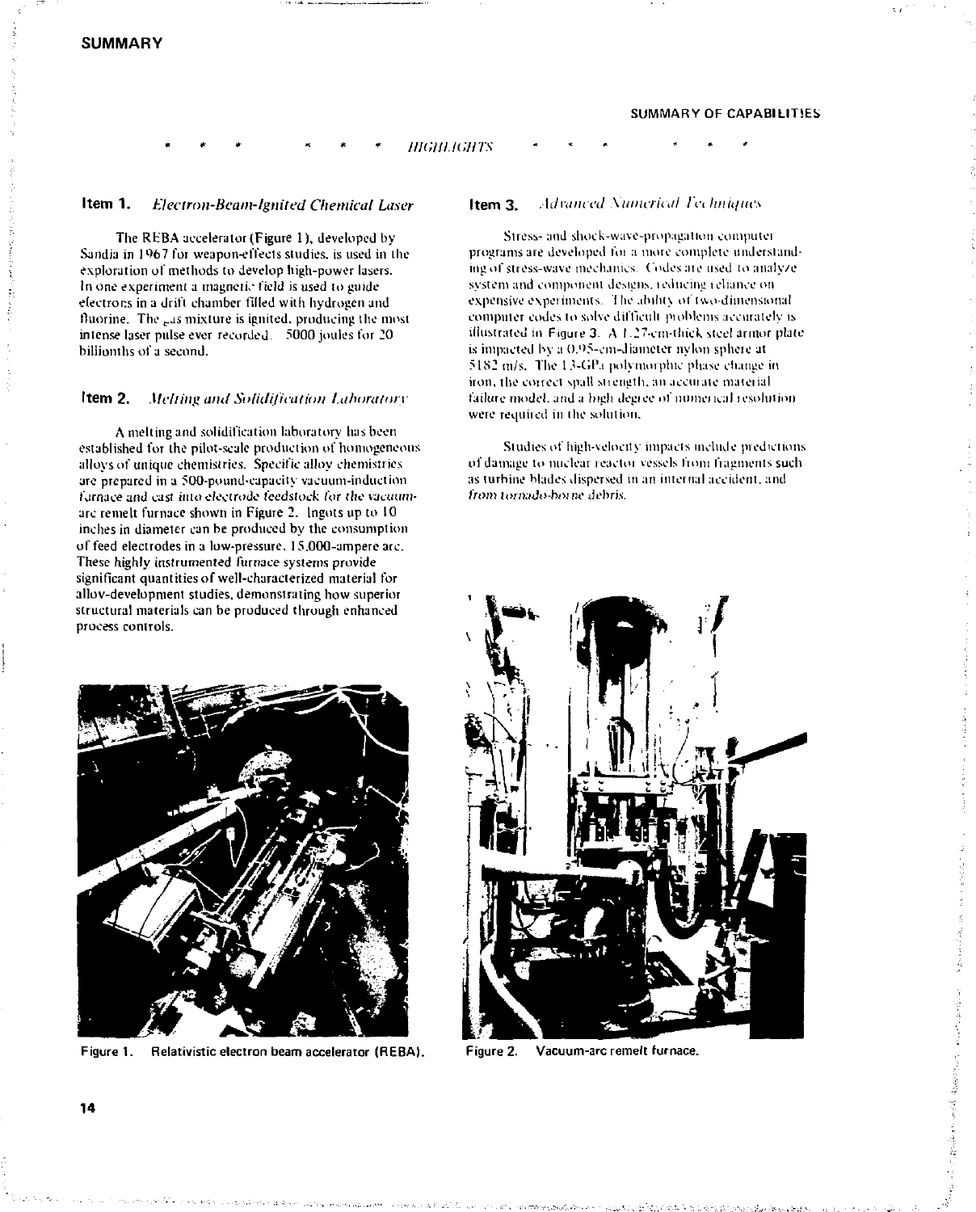## SUMMARY

### SUMMARY OF CAPABILITIES

\* \* \* \* \* \* *HIGHLIGHTS* \* \* \* \* \* \*

**Item 1.** *Electron-Beam-Ignited Chemical Laser*

The REBA accelerator (Figure 1), developed by Sandia in 1967 for weapon-effects studies, is used in the exploration of methods to develop high-power lasers. In one experiment a magnetic field is used to guide electrons in a drift chamber filled with hydrogen and fluorine. The gas mixture is ignited, producing the most intense laser pulse ever recorded: 5000 joules for 20 billionths of a second.

**Item 2.** *Melting and Solidification Laboratory*

A melting and solidification laboratory has been established for the pilot-scale production of homogeneous alloys of unique chemistries. Specific alloy chemistries are prepared in a 500-pound-capacity vacuum-induction furnace and cast into electrode feedstock for the vacuum-arc remelt furnace shown in Figure 2. Ingots up to 10 inches in diameter can be produced by the consumption of feed electrodes in a low-pressure, 15,000-ampere arc. These highly instrumented furnace systems provide significant quantities of well-characterized material for alloy-development studies, demonstrating how superior structural materials can be produced through enhanced process controls.

**Item 3.** *Advanced Numerical Techniques*

Stress- and shock-wave-propagation computer programs are developed for a more complete understanding of stress-wave mechanics. Codes are used to analyze system and component designs, reducing reliance on expensive experiments. The ability of two-dimensional computer codes to solve difficult problems accurately is illustrated in Figure 3. A 1.27-cm-thick steel armor plate is impacted by a 0.95-cm-diameter nylon sphere at 5182 m/s. The 13-GPa polymorphic phase change in iron, the correct spall strength, an accurate material failure model, and a high degree of numerical resolution were required in the solution.

Studies of high-velocity impacts include predictions of damage to nuclear reactor vessels from fragments such as turbine blades dispersed in an internal accident, and from tornado-borne debris.

Figure 1. Relativistic electron beam accelerator (REBA).

Figure 2. Vacuum-arc remelt furnace.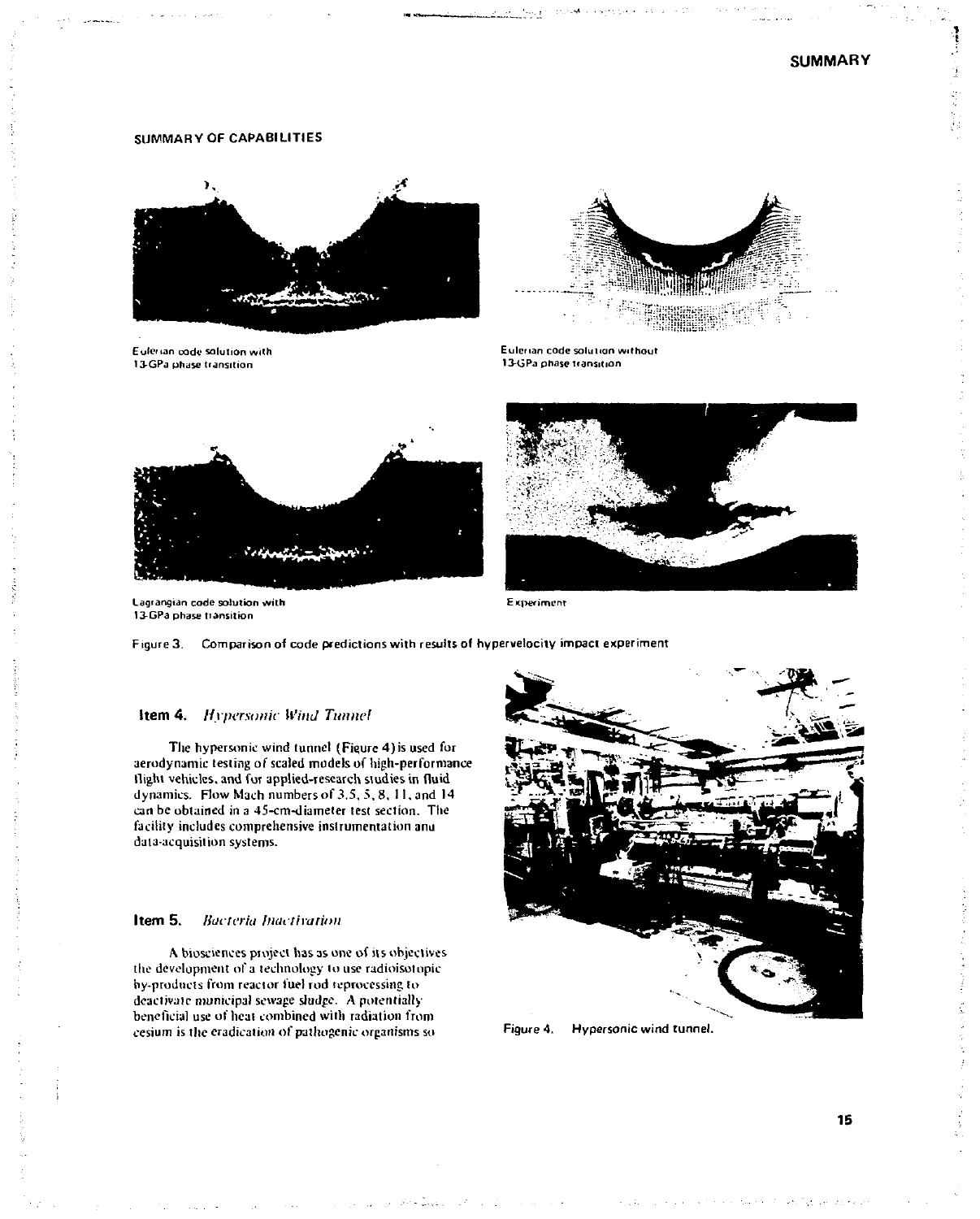## SUMMARY OF CAPABILITIES

Eulerian code solution with 13-GPa phase transition

Eulerian code solution without 13-GPa phase transition

Lagrangian code solution with 13-GPa phase transition

Experiment

Figure 3. Comparison of code predictions with results of hypervelocity impact experiment

### Item 4. *Hypersonic Wind Tunnel*

The hypersonic wind tunnel (Figure 4) is used for aerodynamic testing of scaled models of high-performance flight vehicles, and for applied-research studies in fluid dynamics. Flow Mach numbers of 3.5, 5, 8, 11, and 14 can be obtained in a 45-cm-diameter test section. The facility includes comprehensive instrumentation and data-acquisition systems.

Figure 4. Hypersonic wind tunnel.

### Item 5. *Bacteria Inactivation*

A biosciences project has as one of its objectives the development of a technology to use radioisotopic by-products from reactor fuel rod reprocessing to deactivate municipal sewage sludge. A potentially beneficial use of heat combined with radiation from cesium is the eradication of pathogenic organisms so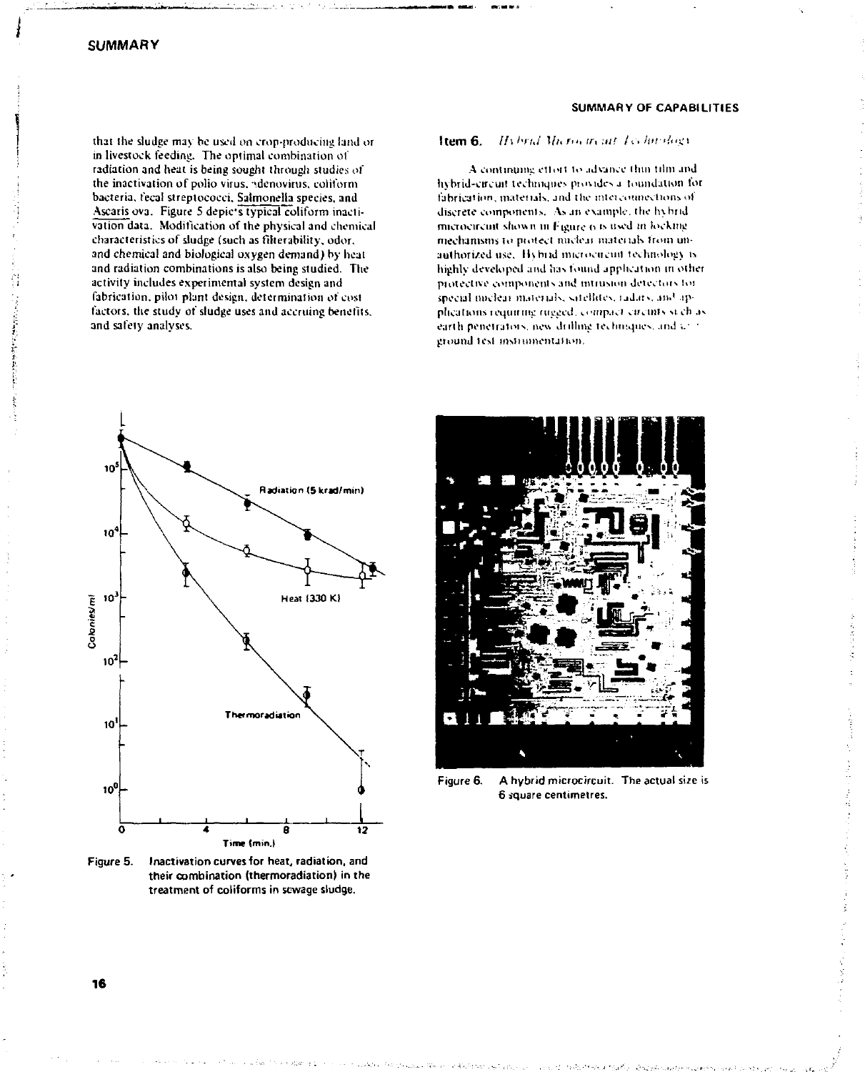that the sludge may be used on crop-producing land or in livestock feeding. The optimal combination of radiation and heat is being sought through studies of the inactivation of polio virus, adenovirus, coliform bacteria, fecal streptococci, Salmonella species, and Ascaris ova. Figure 5 depicts typical coliform inactivation data. Modification of the physical and chemical characteristics of sludge (such as filterability, odor, and chemical and biological oxygen demand) by heat and radiation combinations is also being studied. The activity includes experimental system design and fabrication, pilot plant design, determination of cost factors, the study of sludge uses and accruing benefits, and safety analyses.

Figure 5. Inactivation curves for heat, radiation, and their combination (thermoradiation) in the treatment of coliforms in sewage sludge.

### Item 6. *Hybrid Microcircuit Technology*

A continuing effort to advance thin film and hybrid-circuit techniques provides a foundation for fabrication, materials, and the interconnections of discrete components. As an example, the hybrid microcircuit shown in Figure 6 is used in locking mechanisms to protect nuclear materials from unauthorized use. Hybrid microcircuit technology is highly developed and has found application in other protective components and intrusion detectors for special nuclear materials, satellites, radars, and applications requiring rugged, compact circuits such as earth penetrators, new drilling techniques, and ground test instrumentation.

Figure 6. A hybrid microcircuit. The actual size is 6 square centimetres.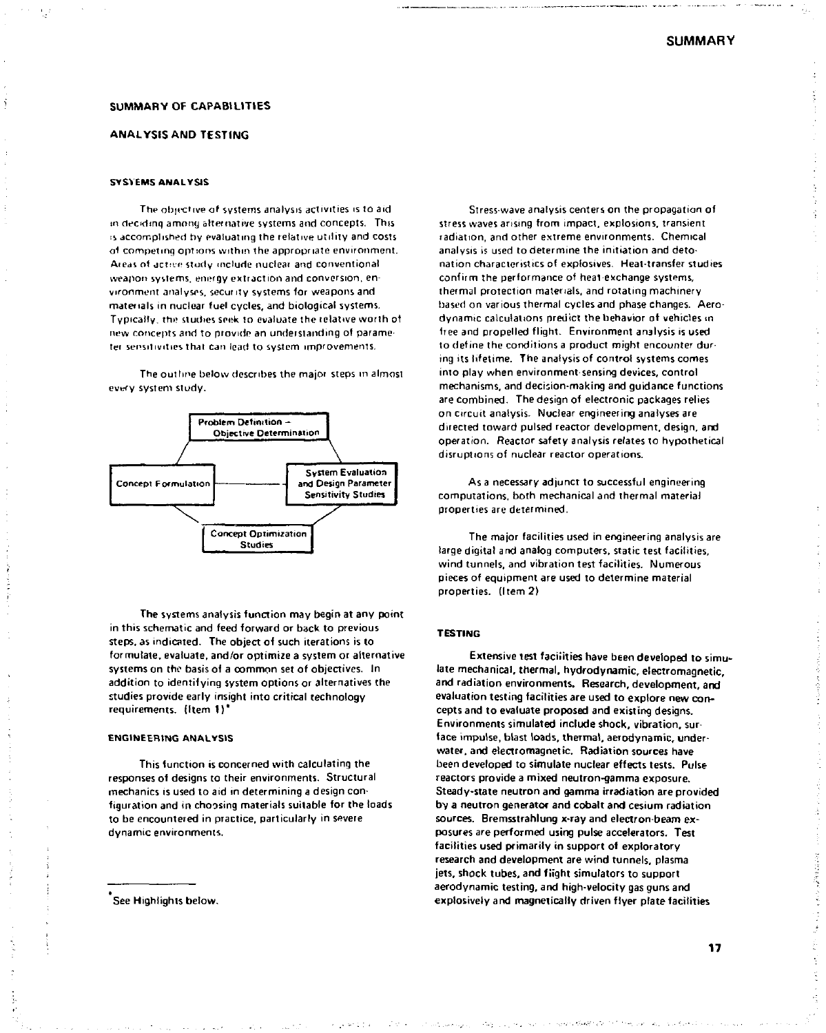## SUMMARY OF CAPABILITIES

## ANALYSIS AND TESTING

### SYSTEMS ANALYSIS

The objective of systems analysis activities is to aid in deciding among alternative systems and concepts. This is accomplished by evaluating the relative utility and costs of competing options within the appropriate environment. Areas of active study include nuclear and conventional weapon systems, energy extraction and conversion, environment analyses, security systems for weapons and materials in nuclear fuel cycles, and biological systems. Typically, the studies seek to evaluate the relative worth of new concepts and to provide an understanding of parameter sensitivities that can lead to system improvements.

The outline below describes the major steps in almost every system study.

Problem Definition – Objective Determination

Concept Formulation

System Evaluation and Design Parameter Sensitivity Studies

Concept Optimization Studies

The systems analysis function may begin at any point in this schematic and feed forward or back to previous steps, as indicated. The object of such iterations is to formulate, evaluate, and/or optimize a system or alternative systems on the basis of a common set of objectives. In addition to identifying system options or alternatives the studies provide early insight into critical technology requirements. (Item 1)*

### ENGINEERING ANALYSIS

This function is concerned with calculating the responses of designs to their environments. Structural mechanics is used to aid in determining a design configuration and in choosing materials suitable for the loads to be encountered in practice, particularly in severe dynamic environments.

Stress-wave analysis centers on the propagation of stress waves arising from impact, explosions, transient radiation, and other extreme environments. Chemical analysis is used to determine the initiation and detonation characteristics of explosives. Heat-transfer studies confirm the performance of heat-exchange systems, thermal protection materials, and rotating machinery based on various thermal cycles and phase changes. Aerodynamic calculations predict the behavior of vehicles in free and propelled flight. Environment analysis is used to define the conditions a product might encounter during its lifetime. The analysis of control systems comes into play when environment-sensing devices, control mechanisms, and decision-making and guidance functions are combined. The design of electronic packages relies on circuit analysis. Nuclear engineering analyses are directed toward pulsed reactor development, design, and operation. Reactor safety analysis relates to hypothetical disruptions of nuclear reactor operations.

As a necessary adjunct to successful engineering computations, both mechanical and thermal material properties are determined.

The major facilities used in engineering analysis are large digital and analog computers, static test facilities, wind tunnels, and vibration test facilities. Numerous pieces of equipment are used to determine material properties. (Item 2)

### TESTING

Extensive test facilities have been developed to simulate mechanical, thermal, hydrodynamic, electromagnetic, and radiation environments. Research, development, and evaluation testing facilities are used to explore new concepts and to evaluate proposed and existing designs. Environments simulated include shock, vibration, surface impulse, blast loads, thermal, aerodynamic, underwater, and electromagnetic. Radiation sources have been developed to simulate nuclear effects tests. Pulse reactors provide a mixed neutron-gamma exposure. Steady-state neutron and gamma irradiation are provided by a neutron generator and cobalt and cesium radiation sources. Bremsstrahlung x-ray and electron-beam exposures are performed using pulse accelerators. Test facilities used primarily in support of exploratory research and development are wind tunnels, plasma jets, shock tubes, and flight simulators to support aerodynamic testing, and high-velocity gas guns and explosively and magnetically driven flyer plate facilities

---

*See Highlights below.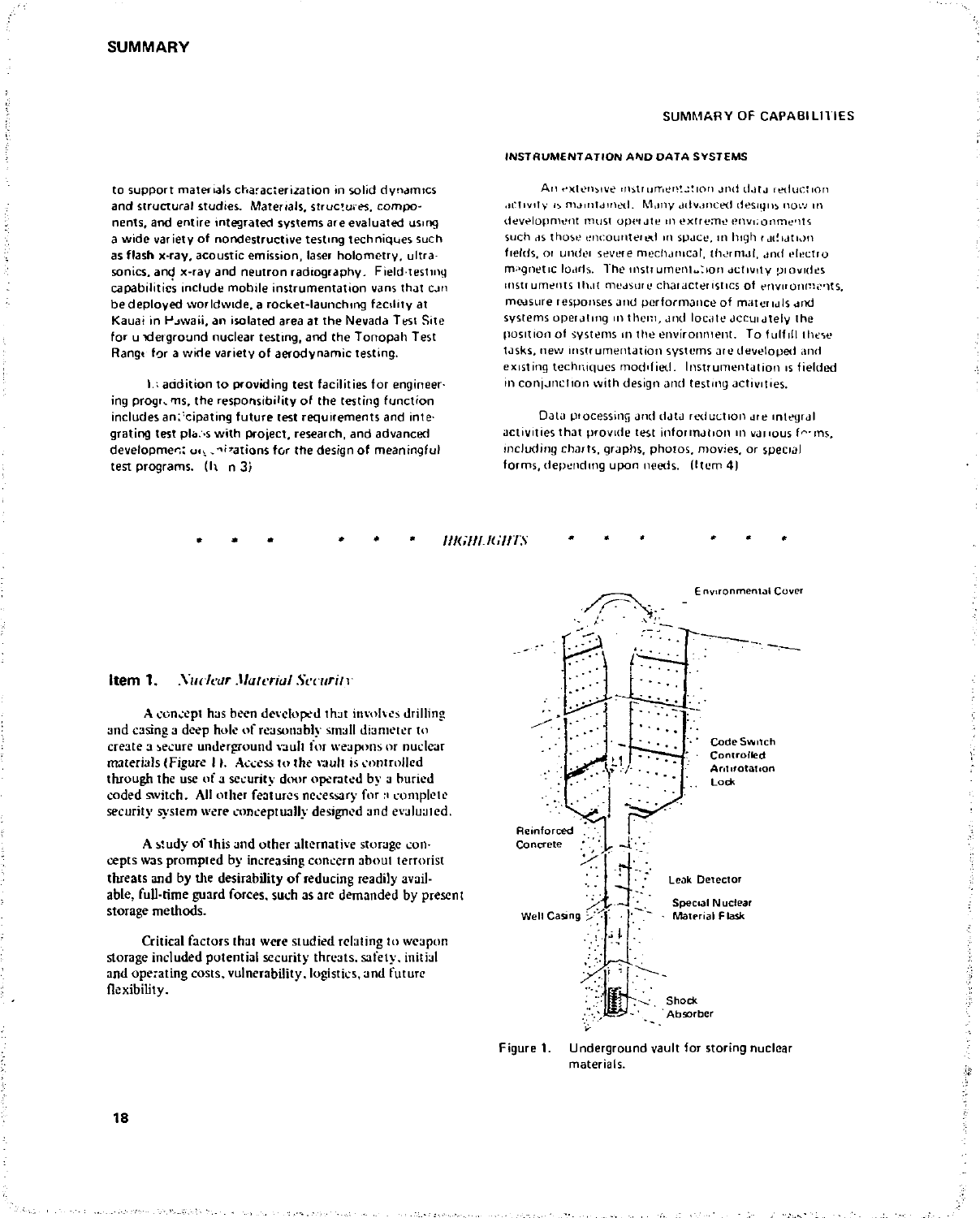to support materials characterization in solid dynamics and structural studies. Materials, structures, components, and entire integrated systems are evaluated using a wide variety of nondestructive testing techniques such as flash x-ray, acoustic emission, laser holometry, ultrasonics, and x-ray and neutron radiography. Field-testing capabilities include mobile instrumentation vans that can be deployed worldwide, a rocket-launching facility at Kauai in Hawaii, an isolated area at the Nevada Test Site for underground nuclear testing, and the Tonopah Test Range for a wide variety of aerodynamic testing.

In addition to providing test facilities for engineering programs, the responsibility of the testing function includes anticipating future test requirements and integrating test plans with project, research, and advanced development organizations for the design of meaningful test programs. (Item 3)

### INSTRUMENTATION AND DATA SYSTEMS

An extensive instrumentation and data reduction activity is maintained. Many advanced designs now in development must operate in extreme environments such as those encountered in space, in high radiation fields, or under severe mechanical, thermal, and electromagnetic loads. The instrumentation activity provides instruments that measure characteristics of environments, measure responses and performance of materials and systems operating in them, and locate accurately the position of systems in the environment. To fulfill these tasks, new instrumentation systems are developed and existing techniques modified. Instrumentation is fielded in conjunction with design and testing activities.

Data processing and data reduction are integral activities that provide test information in various forms, including charts, graphs, photos, movies, or special forms, depending upon needs. (Item 4)

\* \* \* \* \* \* *HIGHLIGHTS* \* \* \* \* \* \*

### Item 1. *Nuclear Material Security*

A concept has been developed that involves drilling and casing a deep hole of reasonably small diameter to create a secure underground vault for weapons or nuclear materials (Figure 1). Access to the vault is controlled through the use of a security door operated by a buried coded switch. All other features necessary for a complete security system were conceptually designed and evaluated.

A study of this and other alternative storage concepts was prompted by increasing concern about terrorist threats and by the desirability of reducing readily available, full-time guard forces, such as are demanded by present storage methods.

Critical factors that were studied relating to weapon storage included potential security threats, safety, initial and operating costs, vulnerability, logistics, and future flexibility.

Environmental Cover

Code Switch Controlled Antirotation Lock

Reinforced Concrete

Leak Detector

Well Casing

Special Nuclear Material Flask

Shock Absorber

Figure 1. Underground vault for storing nuclear materials.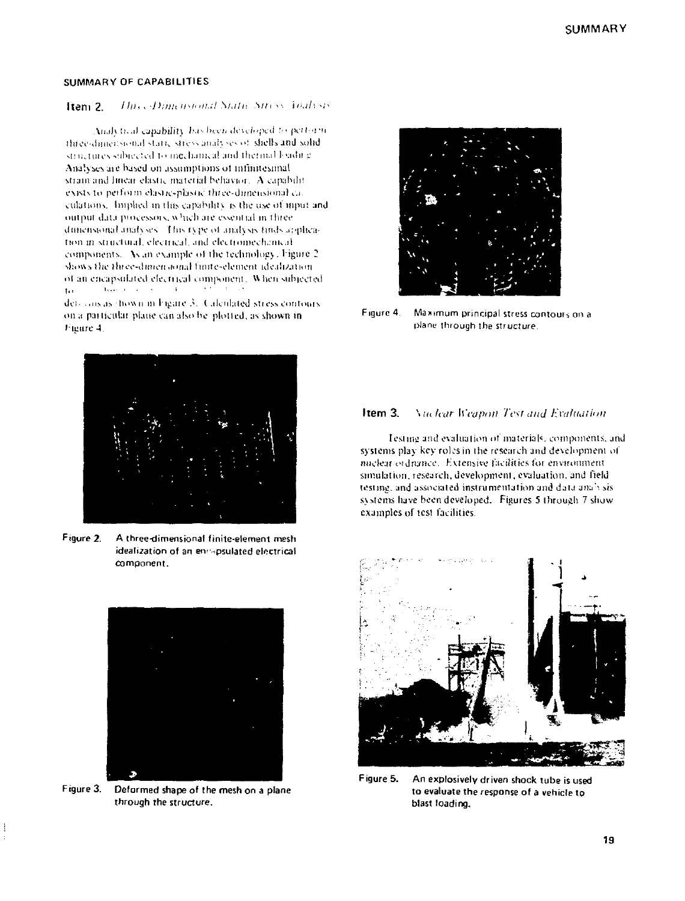## SUMMARY OF CAPABILITIES

### Item 2. *Three-Dimensional Static Stress Analysis*

Analytical capability has been developed to perform three-dimensional static stress analyses of shells and solid structures subjected to mechanical and thermal loading. Analyses are based on assumptions of infinitesimal strain and linear elastic material behavior. A capability exists to perform elastic-plastic three-dimensional calculations. Implied in this capability is the use of input and output data processors, which are essential in three-dimensional analyses. This type of analysis finds application in structural, electrical, and electromechanical components. As an example of the technology, Figure 2 shows the three-dimensional finite-element idealization of an encapsulated electrical component. When subjected to ... deforms as shown in Figure 3. Calculated stress contours on a particular plane can also be plotted, as shown in Figure 4.

Figure 2. A three-dimensional finite-element mesh idealization of an encapsulated electrical component.

Figure 3. Deformed shape of the mesh on a plane through the structure.

Figure 4. Maximum principal stress contours on a plane through the structure.

### Item 3. *Nuclear Weapon Test and Evaluation*

Testing and evaluation of materials, components, and systems play key roles in the research and development of nuclear ordnance. Extensive facilities for environment simulation, research, development, evaluation, and field testing, and associated instrumentation and data analysis systems have been developed. Figures 5 through 7 show examples of test facilities.

Figure 5. An explosively driven shock tube is used to evaluate the response of a vehicle to blast loading.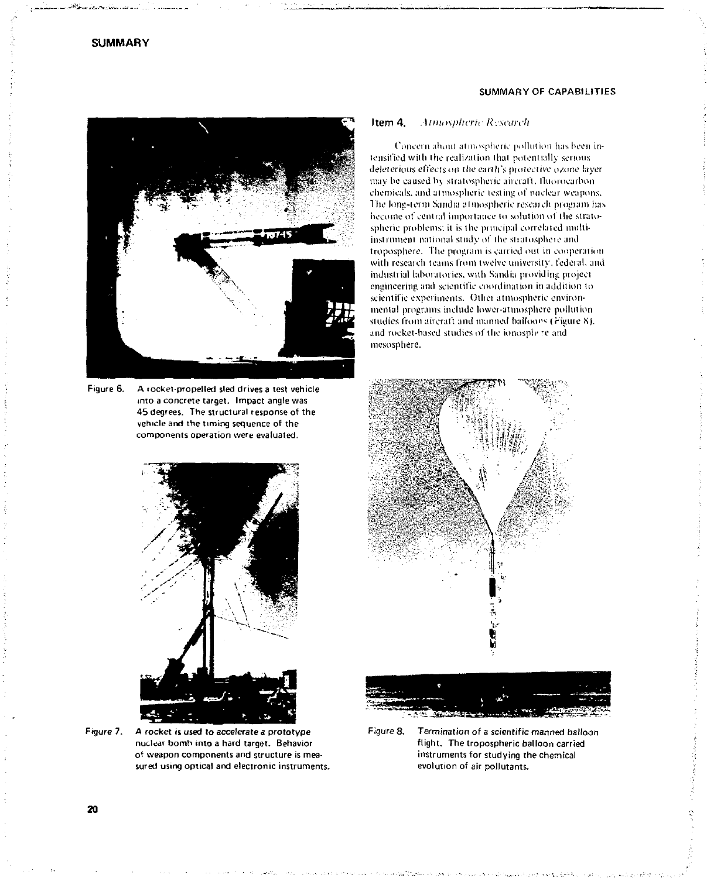## SUMMARY OF CAPABILITIES

### Item 4. *Atmospheric Research*

Concern about atmospheric pollution has been intensified with the realization that potentially serious deleterious effects on the earth's protective ozone layer may be caused by stratospheric aircraft, fluorocarbon chemicals, and atmospheric testing of nuclear weapons. The long-term Sandia atmospheric research program has become of central importance to solution of the stratospheric problems; it is the principal correlated multi-instrument national study of the stratosphere and troposphere. The program is carried out in cooperation with research teams from twelve university, federal, and industrial laboratories, with Sandia providing project engineering and scientific coordination in addition to scientific experiments. Other atmospheric environmental programs include lower-atmosphere pollution studies from aircraft and manned balloons (Figure 8), and rocket-based studies of the ionosphere and mesosphere.

Figure 6. A rocket-propelled sled drives a test vehicle into a concrete target. Impact angle was 45 degrees. The structural response of the vehicle and the timing sequence of the components operation were evaluated.

Figure 7. A rocket is used to accelerate a prototype nuclear bomb into a hard target. Behavior of weapon components and structure is measured using optical and electronic instruments.

Figure 8. Termination of a scientific manned balloon flight. The tropospheric balloon carried instruments for studying the chemical evolution of air pollutants.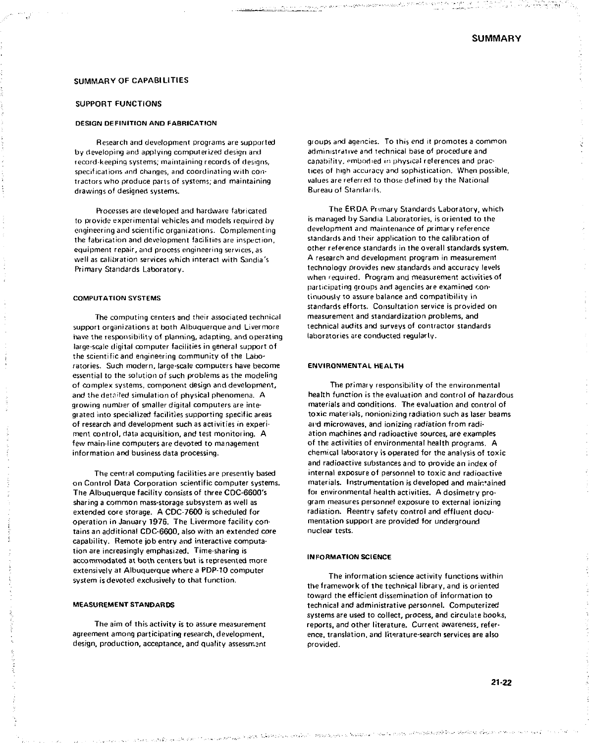# SUMMARY

## SUMMARY OF CAPABILITIES

### SUPPORT FUNCTIONS

#### DESIGN DEFINITION AND FABRICATION

Research and development programs are supported by developing and applying computerized design and record-keeping systems; maintaining records of designs, specifications and changes, and coordinating with contractors who produce parts of systems; and maintaining drawings of designed systems.

Processes are developed and hardware fabricated to provide experimental vehicles and models required by engineering and scientific organizations. Complementing the fabrication and development facilities are inspection, equipment repair, and process engineering services, as well as calibration services which interact with Sandia's Primary Standards Laboratory.

#### COMPUTATION SYSTEMS

The computing centers and their associated technical support organizations at both Albuquerque and Livermore have the responsibility of planning, adapting, and operating large-scale digital computer facilities in general support of the scientific and engineering community of the Laboratories. Such modern, large-scale computers have become essential to the solution of such problems as the modeling of complex systems, component design and development, and the detailed simulation of physical phenomena. A growing number of smaller digital computers are integrated into specialized facilities supporting specific areas of research and development such as activities in experiment control, data acquisition, and test monitoring. A few main-line computers are devoted to management information and business data processing.

The central computing facilities are presently based on Control Data Corporation scientific computer systems. The Albuquerque facility consists of three CDC-6600's sharing a common mass-storage subsystem as well as extended core storage. A CDC-7600 is scheduled for operation in January 1976. The Livermore facility contains an additional CDC-6600, also with an extended core capability. Remote job entry and interactive computation are increasingly emphasized. Time-sharing is accommodated at both centers but is represented more extensively at Albuquerque where a PDP-10 computer system is devoted exclusively to that function.

#### MEASUREMENT STANDARDS

The aim of this activity is to assure measurement agreement among participating research, development, design, production, acceptance, and quality assessment groups and agencies. To this end it promotes a common administrative and technical base of procedure and capability, embodied in physical references and practices of high accuracy and sophistication. When possible, values are referred to those defined by the National Bureau of Standards.

The ERDA Primary Standards Laboratory, which is managed by Sandia Laboratories, is oriented to the development and maintenance of primary reference standards and their application to the calibration of other reference standards in the overall standards system. A research and development program in measurement technology provides new standards and accuracy levels when required. Program and measurement activities of participating groups and agencies are examined continuously to assure balance and compatibility in standards efforts. Consultation service is provided on measurement and standardization problems, and technical audits and surveys of contractor standards laboratories are conducted regularly.

#### ENVIRONMENTAL HEALTH

The primary responsibility of the environmental health function is the evaluation and control of hazardous materials and conditions. The evaluation and control of toxic materials, nonionizing radiation such as laser beams and microwaves, and ionizing radiation from radiation machines and radioactive sources, are examples of the activities of environmental health programs. A chemical laboratory is operated for the analysis of toxic and radioactive substances and to provide an index of internal exposure of personnel to toxic and radioactive materials. Instrumentation is developed and maintained for environmental health activities. A dosimetry program measures personnel exposure to external ionizing radiation. Reentry safety control and effluent documentation support are provided for underground nuclear tests.

#### INFORMATION SCIENCE

The information science activity functions within the framework of the technical library, and is oriented toward the efficient dissemination of information to technical and administrative personnel. Computerized systems are used to collect, process, and circulate books, reports, and other literature. Current awareness, reference, translation, and literature-search services are also provided.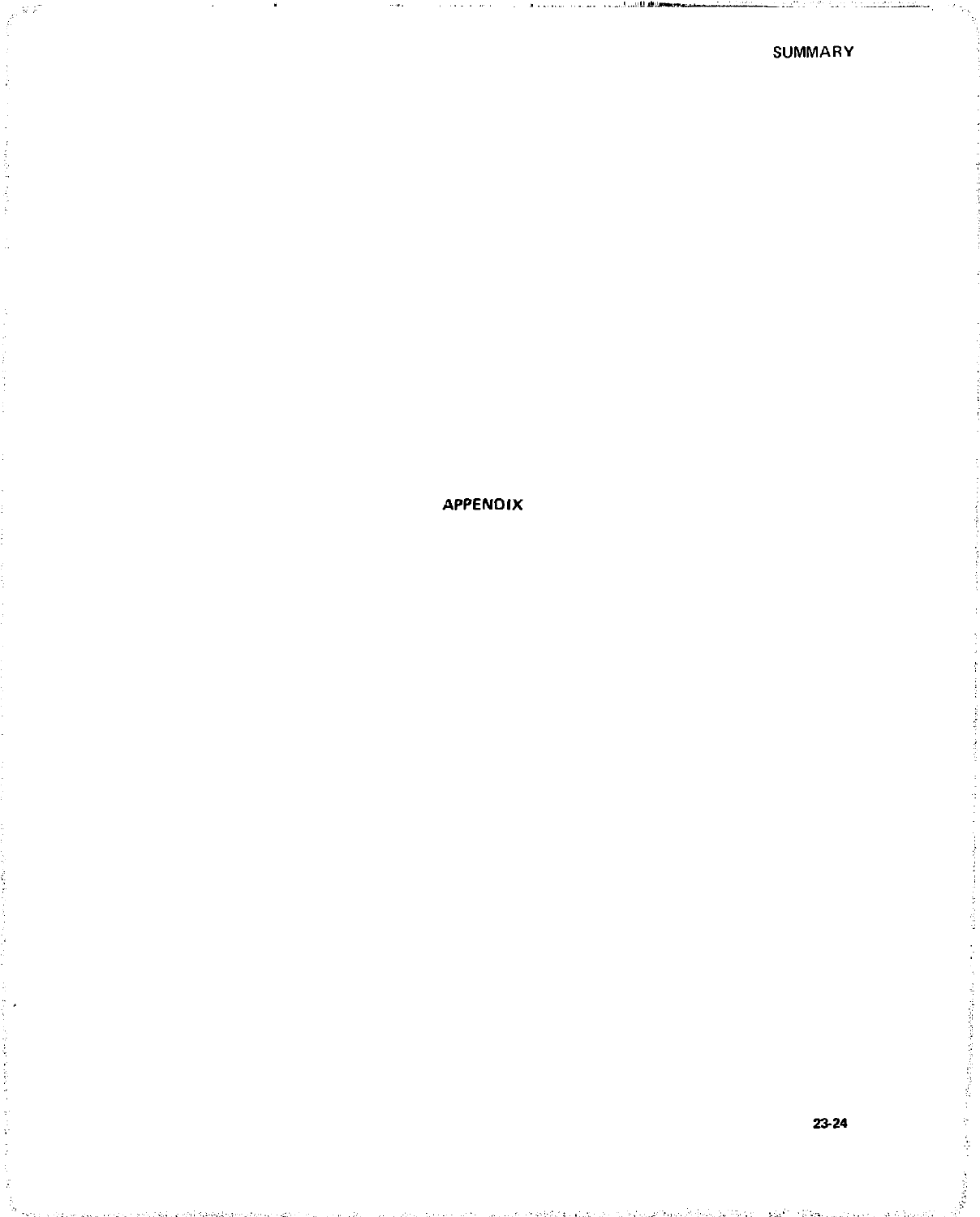# APPENDIX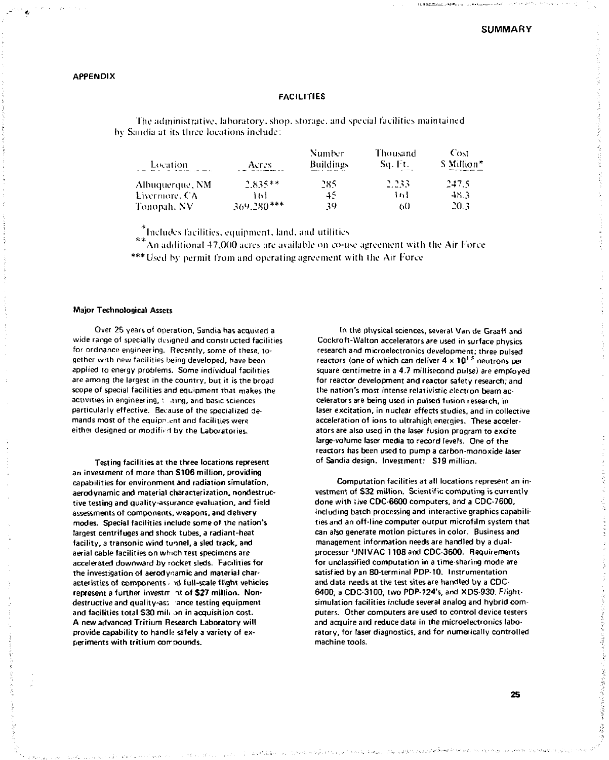## APPENDIX

### FACILITIES

The administrative, laboratory, shop, storage, and special facilities maintained by Sandia at its three locations include:

| Location | Acres | Number Buildings | Thousand Sq. Ft. | Cost $ Million* |
|---|---|---|---|---|
| Albuquerque, NM | 2,835** | 285 | 2,233 | 247.5 |
| Livermore, CA | 161 | 45 | 161 | 48.3 |
| Tonopah, NV | 369,280*** | 39 | 60 | 20.3 |

*Includes facilities, equipment, land, and utilities

**An additional 47,000 acres are available on co-use agreement with the Air Force

***Used by permit from and operating agreement with the Air Force

#### Major Technological Assets

Over 25 years of operation, Sandia has acquired a wide range of specially designed and constructed facilities for ordnance engineering. Recently, some of these, together with new facilities being developed, have been applied to energy problems. Some individual facilities are among the largest in the country, but it is the broad scope of special facilities and equipment that makes the activities in engineering, testing, and basic sciences particularly effective. Because of the specialized demands most of the equipment and facilities were either designed or modified by the Laboratories.

Testing facilities at the three locations represent an investment of more than $106 million, providing capabilities for environment and radiation simulation, aerodynamic and material characterization, nondestructive testing and quality-assurance evaluation, and field assessments of components, weapons, and delivery modes. Special facilities include some of the nation's largest centrifuges and shock tubes, a radiant-heat facility, a transonic wind tunnel, a sled track, and aerial cable facilities on which test specimens are accelerated downward by rocket sleds. Facilities for the investigation of aerodynamic and material characteristics of components and full-scale flight vehicles represent a further investment of $27 million. Nondestructive and quality-assurance testing equipment and facilities total $30 million in acquisition cost. A new advanced Tritium Research Laboratory will provide capability to handle safely a variety of experiments with tritium compounds.

In the physical sciences, several Van de Graaff and Cockroft-Walton accelerators are used in surface physics research and microelectronics development; three pulsed reactors (one of which can deliver $4 \times 10^{15}$ neutrons per square centimetre in a 4.7 millisecond pulse) are employed for reactor development and reactor safety research; and the nation's most intense relativistic electron beam accelerators are being used in pulsed fusion research, in laser excitation, in nuclear effects studies, and in collective acceleration of ions to ultrahigh energies. These accelerators are also used in the laser fusion program to excite large-volume laser media to record levels. One of the reactors has been used to pump a carbon-monoxide laser of Sandia design. Investment: $19 million.

Computation facilities at all locations represent an investment of $32 million. Scientific computing is currently done with five CDC-6600 computers, and a CDC-7600, including batch processing and interactive graphics capabilities and an off-line computer output microfilm system that can also generate motion pictures in color. Business and management information needs are handled by a dual-processor UNIVAC 1108 and CDC-3600. Requirements for unclassified computation in a time-sharing mode are satisfied by an 80-terminal PDP-10. Instrumentation and data needs at the test sites are handled by a CDC-6400, a CDC-3100, two PDP-124's, and XDS-930. Flight-simulation facilities include several analog and hybrid computers. Other computers are used to control device testers and acquire and reduce data in the microelectronics laboratory, for laser diagnostics, and for numerically controlled machine tools.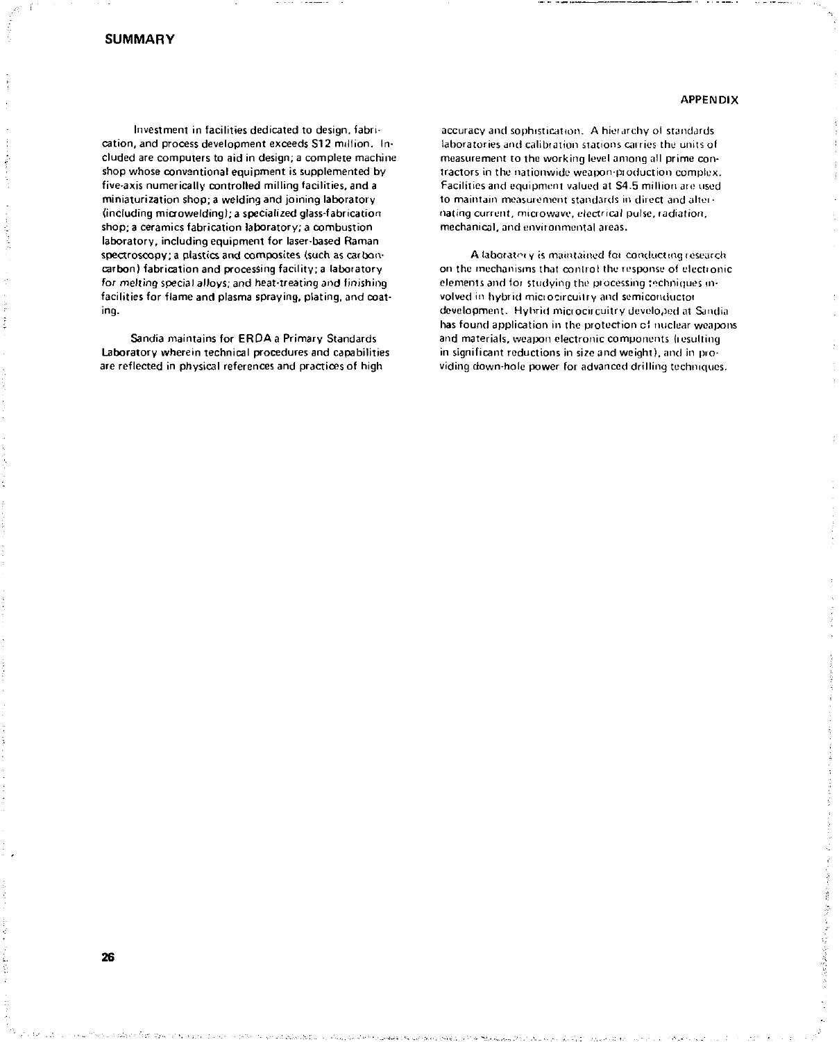Investment in facilities dedicated to design, fabrication, and process development exceeds $12 million. Included are computers to aid in design; a complete machine shop whose conventional equipment is supplemented by five-axis numerically controlled milling facilities, and a miniaturization shop; a welding and joining laboratory (including microwelding); a specialized glass-fabrication shop; a ceramics fabrication laboratory; a combustion laboratory, including equipment for laser-based Raman spectroscopy; a plastics and composites (such as carbon-carbon) fabrication and processing facility; a laboratory for melting special alloys; and heat-treating and finishing facilities for flame and plasma spraying, plating, and coating.

Sandia maintains for ERDA a Primary Standards Laboratory wherein technical procedures and capabilities are reflected in physical references and practices of high accuracy and sophistication. A hierarchy of standards laboratories and calibration stations carries the units of measurement to the working level among all prime contractors in the nationwide weapon-production complex. Facilities and equipment valued at $4.5 million are used to maintain measurement standards in direct and alternating current, microwave, electrical pulse, radiation, mechanical, and environmental areas.

A laboratory is maintained for conducting research on the mechanisms that control the response of electronic elements and for studying the processing techniques involved in hybrid microcircuitry and semiconductor development. Hybrid microcircuitry developed at Sandia has found application in the protection of nuclear weapons and materials, weapon electronic components (resulting in significant reductions in size and weight), and in providing down-hole power for advanced drilling techniques.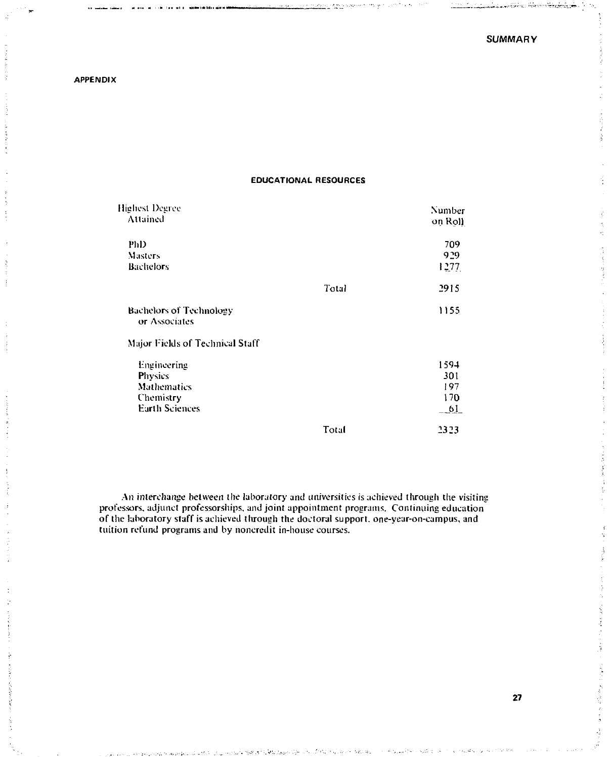APPENDIX

## EDUCATIONAL RESOURCES

| Highest Degree Attained | | Number on Roll |
|---|---|---|
| PhD | | 709 |
| Masters | | 929 |
| Bachelors | | 1277 |
| | Total | 2915 |
| Bachelors of Technology or Associates | | 1155 |
| Major Fields of Technical Staff | | |
| Engineering | | 1594 |
| Physics | | 301 |
| Mathematics | | 197 |
| Chemistry | | 170 |
| Earth Sciences | | 61 |
| | Total | 2323 |

An interchange between the laboratory and universities is achieved through the visiting professors, adjunct professorships, and joint appointment programs. Continuing education of the laboratory staff is achieved through the doctoral support, one-year-on-campus, and tuition refund programs and by noncredit in-house courses.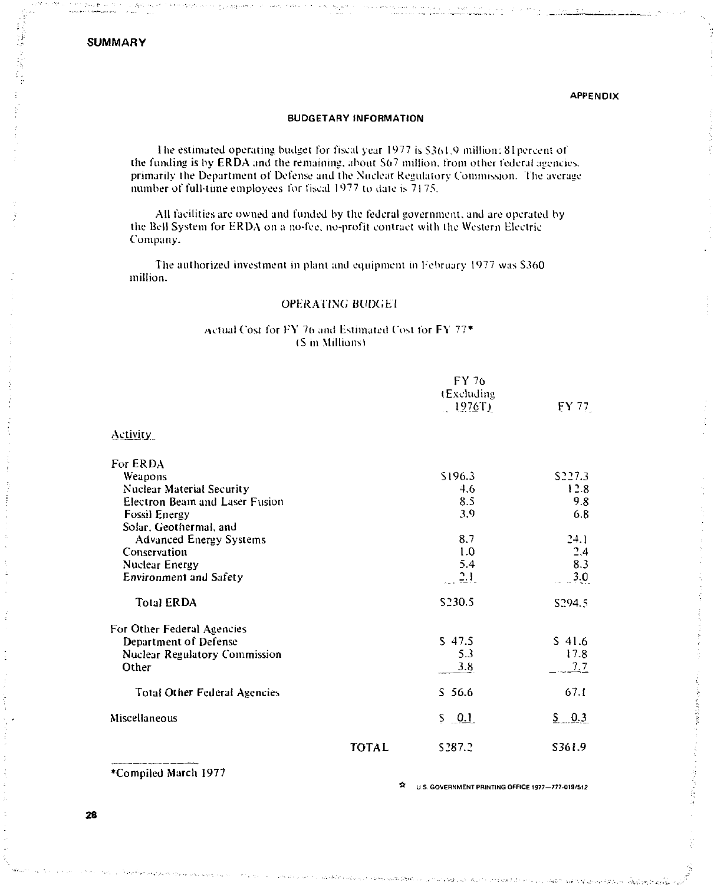APPENDIX

## BUDGETARY INFORMATION

The estimated operating budget for fiscal year 1977 is $361.9 million; 81 percent of the funding is by ERDA and the remaining, about $67 million, from other federal agencies, primarily the Department of Defense and the Nuclear Regulatory Commission. The average number of full-time employees for fiscal 1977 to date is 7175.

All facilities are owned and funded by the federal government, and are operated by the Bell System for ERDA on a no-fee, no-profit contract with the Western Electric Company.

The authorized investment in plant and equipment in February 1977 was $360 million.

### OPERATING BUDGET

Actual Cost for FY 76 and Estimated Cost for FY 77*
($ in Millions)

| Activity | FY 76 (Excluding 1976T) | FY 77 |
|---|---|---|
| **For ERDA** | | |
| Weapons | $196.3 | $227.3 |
| Nuclear Material Security | 4.6 | 12.8 |
| Electron Beam and Laser Fusion | 8.5 | 9.8 |
| Fossil Energy | 3.9 | 6.8 |
| Solar, Geothermal, and Advanced Energy Systems | 8.7 | 24.1 |
| Conservation | 1.0 | 2.4 |
| Nuclear Energy | 5.4 | 8.3 |
| Environment and Safety | 2.1 | 3.0 |
| Total ERDA | $230.5 | $294.5 |
| **For Other Federal Agencies** | | |
| Department of Defense | $ 47.5 | $ 41.6 |
| Nuclear Regulatory Commission | 5.3 | 17.8 |
| Other | 3.8 | 7.7 |
| Total Other Federal Agencies | $ 56.6 | 67.1 |
| Miscellaneous | $ 0.1 | $ 0.3 |
| TOTAL | $287.2 | $361.9 |

*Compiled March 1977

U.S. GOVERNMENT PRINTING OFFICE 1977—777-019/512